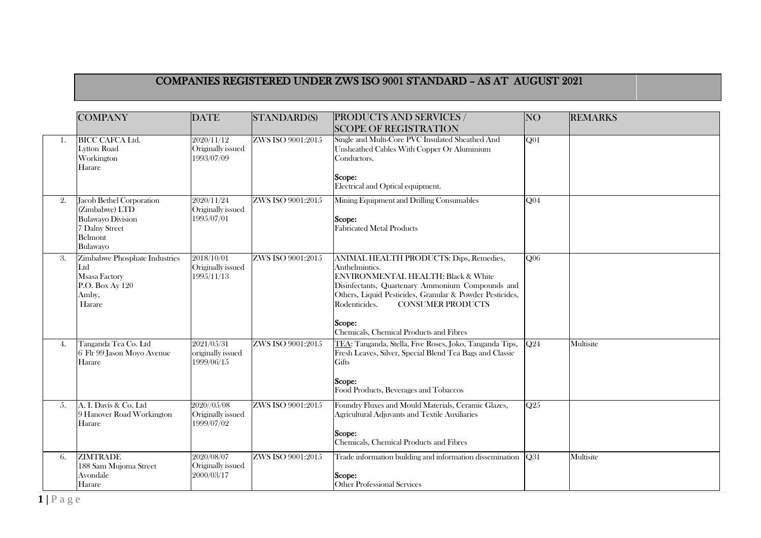# COMPANIES REGISTERED UNDER ZWS ISO 9001 STANDARD – AS AT AUGUST 2021

| | COMPANY | DATE | STANDARD(S) | PRODUCTS AND SERVICES / SCOPE OF REGISTRATION | NO | REMARKS |
|---|---|---|---|---|---|---|
| 1. | BICC CAFCA Ltd.<br>Lytton Road<br>Workington<br>Harare | 2020/11/12<br>Originally issued<br>1993/07/09 | ZWS ISO 9001:2015 | Single and Multi-Core PVC Insulated Sheathed And Unsheathed Cables With Copper Or Aluminium Conductors.<br><br>**Scope:**<br>Electrical and Optical equipment. | Q01 | |
| 2. | Jacob Bethel Corporation (Zimbabwe) LTD<br>Bulawayo Division<br>7 Dalny Street<br>Belmont<br>Bulawayo | 2020/11/24<br>Originally issued<br>1995/07/01 | ZWS ISO 9001:2015 | Mining Equipment and Drilling Consumables<br><br>**Scope:**<br>Fabricated Metal Products | Q04 | |
| 3. | Zimbabwe Phosphate Industries Ltd<br>Msasa Factory<br>P.O. Box Ay 120<br>Amby,<br>Harare | 2018/10/01<br>Originally issued<br>1995/11/13 | ZWS ISO 9001:2015 | ANIMAL HEALTH PRODUCTS: Dips, Remedies, Anthelmintics.<br>ENVIRONMENTAL HEALTH: Black & White Disinfectants, Quartenary Ammonium Compounds and Others, Liquid Pesticides, Granular & Powder Pesticides, Rodenticides. CONSUMER PRODUCTS<br><br>**Scope:**<br>Chemicals, Chemical Products and Fibres | Q06 | |
| 4. | Tanganda Tea Co. Ltd<br>6' Flr 99 Jason Moyo Avenue<br>Harare | 2021/05/31<br>originally issued<br>1999/06/15 | ZWS ISO 9001:2015 | TEA: Tanganda, Stella, Five Roses, Joko, Tanganda Tips, Fresh Leaves, Silver, Special Blend Tea Bags and Classic Gifts<br><br>**Scope:**<br>Food Products, Beverages and Tobaccos | Q24 | Multisite |
| 5. | A. I. Davis & Co. Ltd<br>9 Hanover Road Workington<br>Harare | 2020//05/08<br>Originally issued<br>1999/07/02 | ZWS ISO 9001:2015 | Foundry Fluxes and Mould Materials, Ceramic Glazes, Agricultural Adjuvants and Textile Auxiliaries<br><br>**Scope:**<br>Chemicals, Chemical Products and Fibres | Q25 | |
| 6. | ZIMTRADE<br>188 Sam Mujoma Street<br>Avondale<br>Harare | 2020/08/07<br>Originally issued<br>2000/03/17 | ZWS ISO 9001:2015 | Trade information building and information dissemination<br><br>**Scope:**<br>Other Professional Services | Q31 | Multisite |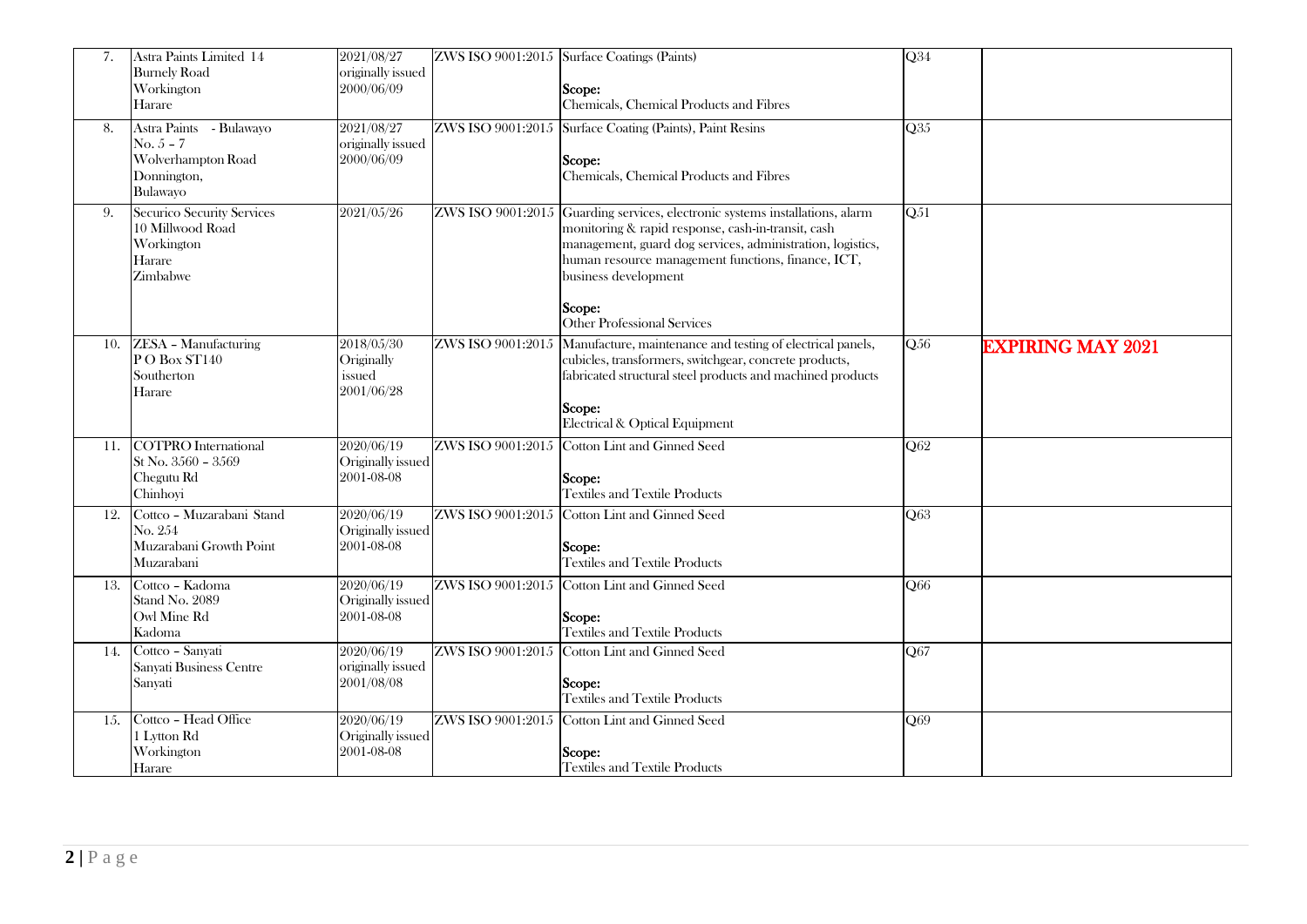| 7. | Astra Paints Limited 14 Burnely Road Workington Harare | 2021/08/27 originally issued 2000/06/09 | ZWS ISO 9001:2015 | Surface Coatings (Paints)<br><br>**Scope:**<br>Chemicals, Chemical Products and Fibres | Q34 | |
|---|---|---|---|---|---|---|
| 8. | Astra Paints - Bulawayo No. 5 – 7 Wolverhampton Road Donnington, Bulawayo | 2021/08/27 originally issued 2000/06/09 | ZWS ISO 9001:2015 | Surface Coating (Paints), Paint Resins<br><br>**Scope:**<br>Chemicals, Chemical Products and Fibres | Q35 | |
| 9. | Securico Security Services 10 Millwood Road Workington Harare Zimbabwe | 2021/05/26 | ZWS ISO 9001:2015 | Guarding services, electronic systems installations, alarm monitoring & rapid response, cash-in-transit, cash management, guard dog services, administration, logistics, human resource management functions, finance, ICT, business development<br><br>**Scope:**<br>Other Professional Services | Q51 | |
| 10. | ZESA – Manufacturing P O Box ST140 Southerton Harare | 2018/05/30 Originally issued 2001/06/28 | ZWS ISO 9001:2015 | Manufacture, maintenance and testing of electrical panels, cubicles, transformers, switchgear, concrete products, fabricated structural steel products and machined products<br><br>**Scope:**<br>Electrical & Optical Equipment | Q56 | **EXPIRING MAY 2021** |
| 11. | COTPRO International St No. 3560 – 3569 Chegutu Rd Chinhoyi | 2020/06/19 Originally issued 2001-08-08 | ZWS ISO 9001:2015 | Cotton Lint and Ginned Seed<br><br>**Scope:**<br>Textiles and Textile Products | Q62 | |
| 12. | Cottco – Muzarabani Stand No. 254 Muzarabani Growth Point Muzarabani | 2020/06/19 Originally issued 2001-08-08 | ZWS ISO 9001:2015 | Cotton Lint and Ginned Seed<br><br>**Scope:**<br>Textiles and Textile Products | Q63 | |
| 13. | Cottco – Kadoma Stand No. 2089 Owl Mine Rd Kadoma | 2020/06/19 Originally issued 2001-08-08 | ZWS ISO 9001:2015 | Cotton Lint and Ginned Seed<br><br>**Scope:**<br>Textiles and Textile Products | Q66 | |
| 14. | Cottco – Sanyati Sanyati Business Centre Sanyati | 2020/06/19 originally issued 2001/08/08 | ZWS ISO 9001:2015 | Cotton Lint and Ginned Seed<br><br>**Scope:**<br>Textiles and Textile Products | Q67 | |
| 15. | Cottco – Head Office 1 Lytton Rd Workington Harare | 2020/06/19 Originally issued 2001-08-08 | ZWS ISO 9001:2015 | Cotton Lint and Ginned Seed<br><br>**Scope:**<br>Textiles and Textile Products | Q69 | |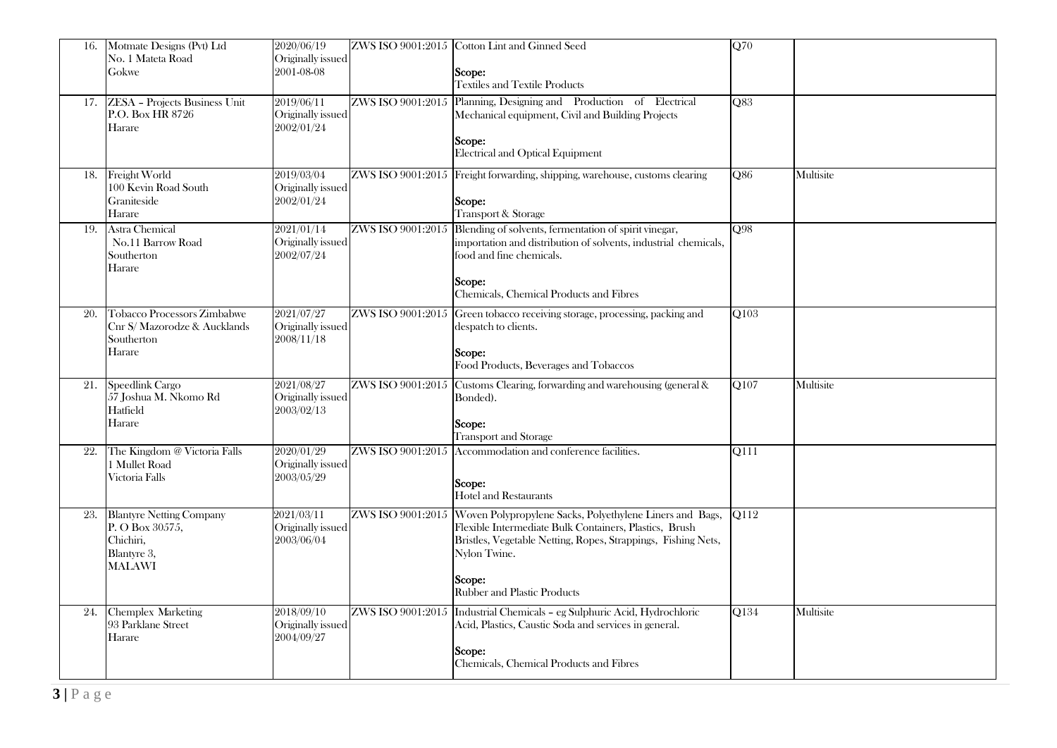| 16. | Motmate Designs (Pvt) Ltd<br>No. 1 Mateta Road<br>Gokwe | 2020/06/19<br>Originally issued<br>2001-08-08 | ZWS ISO 9001:2015 | Cotton Lint and Ginned Seed<br><br>**Scope:**<br>Textiles and Textile Products | Q70 | |
|---|---|---|---|---|---|---|
| 17. | ZESA – Projects Business Unit<br>P.O. Box HR 8726<br>Harare | 2019/06/11<br>Originally issued<br>2002/01/24 | ZWS ISO 9001:2015 | Planning, Designing and Production of Electrical Mechanical equipment, Civil and Building Projects<br><br>**Scope:**<br>Electrical and Optical Equipment | Q83 | |
| 18. | Freight World<br>100 Kevin Road South<br>Graniteside<br>Harare | 2019/03/04<br>Originally issued<br>2002/01/24 | ZWS ISO 9001:2015 | Freight forwarding, shipping, warehouse, customs clearing<br><br>**Scope:**<br>Transport & Storage | Q86 | Multisite |
| 19. | Astra Chemical<br>No.11 Barrow Road<br>Southerton<br>Harare | 2021/01/14<br>Originally issued<br>2002/07/24 | ZWS ISO 9001:2015 | Blending of solvents, fermentation of spirit vinegar, importation and distribution of solvents, industrial chemicals, food and fine chemicals.<br><br>**Scope:**<br>Chemicals, Chemical Products and Fibres | Q98 | |
| 20. | Tobacco Processors Zimbabwe<br>Cnr S/ Mazorodze & Aucklands<br>Southerton<br>Harare | 2021/07/27<br>Originally issued<br>2008/11/18 | ZWS ISO 9001:2015 | Green tobacco receiving storage, processing, packing and despatch to clients.<br><br>**Scope:**<br>Food Products, Beverages and Tobaccos | Q103 | |
| 21. | Speedlink Cargo<br>57 Joshua M. Nkomo Rd<br>Hatfield<br>Harare | 2021/08/27<br>Originally issued<br>2003/02/13 | ZWS ISO 9001:2015 | Customs Clearing, forwarding and warehousing (general & Bonded).<br><br>**Scope:**<br>Transport and Storage | Q107 | Multisite |
| 22. | The Kingdom @ Victoria Falls<br>1 Mullet Road<br>Victoria Falls | 2020/01/29<br>Originally issued<br>2003/05/29 | ZWS ISO 9001:2015 | Accommodation and conference facilities.<br><br>**Scope:**<br>Hotel and Restaurants | Q111 | |
| 23. | Blantyre Netting Company<br>P. O Box 30575,<br>Chichiri,<br>Blantyre 3,<br>MALAWI | 2021/03/11<br>Originally issued<br>2003/06/04 | ZWS ISO 9001:2015 | Woven Polypropylene Sacks, Polyethylene Liners and Bags, Flexible Intermediate Bulk Containers, Plastics, Brush Bristles, Vegetable Netting, Ropes, Strappings, Fishing Nets, Nylon Twine.<br><br>**Scope:**<br>Rubber and Plastic Products | Q112 | |
| 24. | Chemplex Marketing<br>93 Parklane Street<br>Harare | 2018/09/10<br>Originally issued<br>2004/09/27 | ZWS ISO 9001:2015 | Industrial Chemicals – eg Sulphuric Acid, Hydrochloric Acid, Plastics, Caustic Soda and services in general.<br><br>**Scope:**<br>Chemicals, Chemical Products and Fibres | Q134 | Multisite |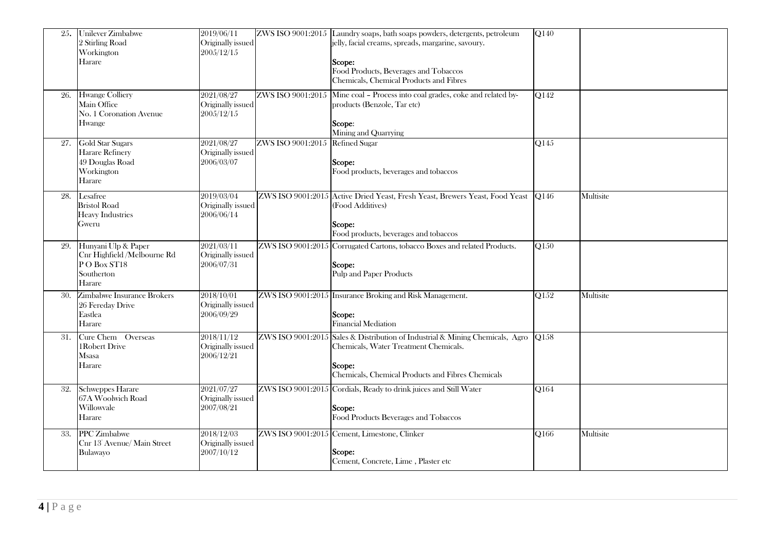| | | | | | | |
|---|---|---|---|---|---|---|
| 25. | Unilever Zimbabwe<br>2 Stirling Road<br>Workington<br>Harare | 2019/06/11<br>Originally issued<br>2005/12/15 | ZWS ISO 9001:2015 | Laundry soaps, bath soaps powders, detergents, petroleum jelly, facial creams, spreads, margarine, savoury.<br><br>**Scope:**<br>Food Products, Beverages and Tobaccos<br>Chemicals, Chemical Products and Fibres | Q140 | |
| 26. | Hwange Colliery<br>Main Office<br>No. 1 Coronation Avenue<br>Hwange | 2021/08/27<br>Originally issued<br>2005/12/15 | ZWS ISO 9001:2015 | Mine coal – Process into coal grades, coke and related by-products (Benzole, Tar etc)<br><br>**Scope**:<br>Mining and Quarrying | Q142 | |
| 27. | Gold Star Sugars<br>Harare Refinery<br>49 Douglas Road<br>Workington<br>Harare | 2021/08/27<br>Originally issued<br>2006/03/07 | ZWS ISO 9001:2015 | Refined Sugar<br><br>**Scope:**<br>Food products, beverages and tobaccos | Q145 | |
| 28. | Lesafree<br>Bristol Road<br>Heavy Industries<br>Gweru | 2019/03/04<br>Originally issued<br>2006/06/14 | ZWS ISO 9001:2015 | Active Dried Yeast, Fresh Yeast, Brewers Yeast, Food Yeast (Food Additives)<br><br>**Scope:**<br>Food products, beverages and tobaccos | Q146 | Multisite |
| 29. | Hunyani Ulp & Paper<br>Cnr Highfield /Melbourne Rd<br>P O Box ST18<br>Southerton<br>Harare | 2021/03/11<br>Originally issued<br>2006/07/31 | ZWS ISO 9001:2015 | Corrugated Cartons, tobacco Boxes and related Products.<br><br>**Scope:**<br>Pulp and Paper Products | Q150 | |
| 30. | Zimbabwe Insurance Brokers<br>26 Fereday Drive<br>Eastlea<br>Harare | 2018/10/01<br>Originally issued<br>2006/09/29 | ZWS ISO 9001:2015 | Insurance Broking and Risk Management.<br><br>**Scope:**<br>Financial Mediation | Q152 | Multisite |
| 31. | Cure Chem Overseas<br>1Robert Drive<br>Msasa<br>Harare | 2018/11/12<br>Originally issued<br>2006/12/21 | ZWS ISO 9001:2015 | Sales & Distribution of Industrial & Mining Chemicals, Agro Chemicals, Water Treatment Chemicals.<br><br>**Scope:**<br>Chemicals, Chemical Products and Fibres Chemicals | Q158 | |
| 32. | Schweppes Harare<br>67A Woolwich Road<br>Willowvale<br>Harare | 2021/07/27<br>Originally issued<br>2007/08/21 | ZWS ISO 9001:2015 | Cordials, Ready to drink juices and Still Water<br><br>**Scope:**<br>Food Products Beverages and Tobaccos | Q164 | |
| 33. | PPC Zimbabwe<br>Cnr 13`Avenue/ Main Street<br>Bulawayo | 2018/12/03<br>Originally issued<br>2007/10/12 | ZWS ISO 9001:2015 | Cement, Limestone, Clinker<br><br>**Scope:**<br>Cement, Concrete, Lime , Plaster etc | Q166 | Multisite |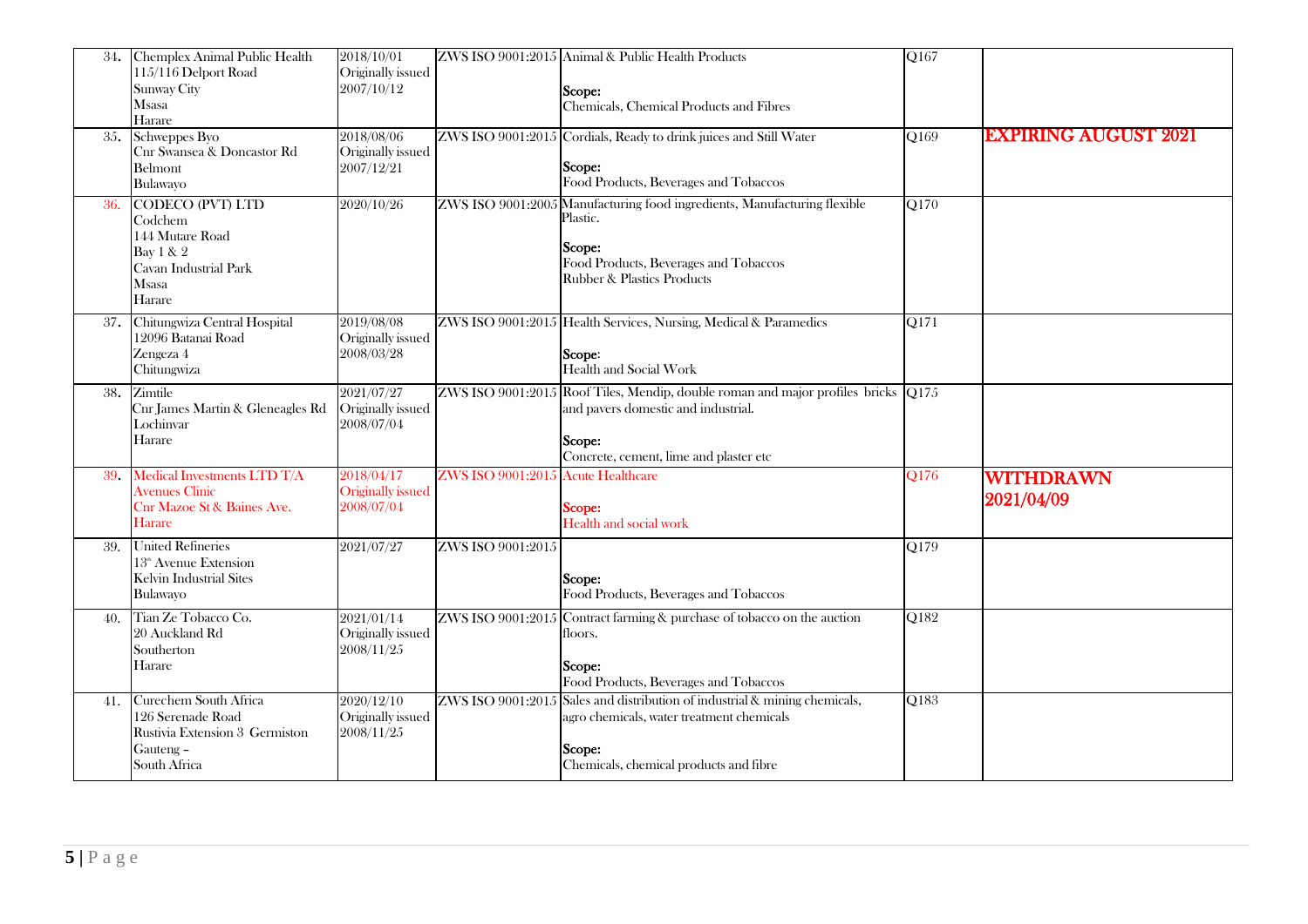| | | | | | | |
|---|---|---|---|---|---|---|
| 34. | Chemplex Animal Public Health<br>115/116 Delport Road<br>Sunway City<br>Msasa<br>Harare | 2018/10/01<br>Originally issued<br>2007/10/12 | ZWS ISO 9001:2015 | Animal & Public Health Products<br><br>**Scope:**<br>Chemicals, Chemical Products and Fibres | Q167 | |
| 35. | Schweppes Byo<br>Cnr Swansea & Doncastor Rd<br>Belmont<br>Bulawayo | 2018/08/06<br>Originally issued<br>2007/12/21 | ZWS ISO 9001:2015 | Cordials, Ready to drink juices and Still Water<br><br>**Scope:**<br>Food Products, Beverages and Tobaccos | Q169 | **EXPIRING AUGUST 2021** |
| 36. | CODECO (PVT) LTD<br>Codchem<br>144 Mutare Road<br>Bay 1 & 2<br>Cavan Industrial Park<br>Msasa<br>Harare | 2020/10/26 | ZWS ISO 9001:2005 | Manufacturing food ingredients, Manufacturing flexible Plastic.<br><br>**Scope:**<br>Food Products, Beverages and Tobaccos<br>Rubber & Plastics Products | Q170 | |
| 37. | Chitungwiza Central Hospital<br>12096 Batanai Road<br>Zengeza 4<br>Chitungwiza | 2019/08/08<br>Originally issued<br>2008/03/28 | ZWS ISO 9001:2015 | Health Services, Nursing, Medical & Paramedics<br><br>**Scope**:<br>Health and Social Work | Q171 | |
| 38. | Zimtile<br>Cnr James Martin & Gleneagles Rd<br>Lochinvar<br>Harare | 2021/07/27<br>Originally issued<br>2008/07/04 | ZWS ISO 9001:2015 | Roof Tiles, Mendip, double roman and major profiles bricks and pavers domestic and industrial.<br><br>**Scope:**<br>Concrete, cement, lime and plaster etc | Q175 | |
| 39. | Medical Investments LTD T/A<br>Avenues Clinic<br>Cnr Mazoe St & Baines Ave.<br>Harare | 2018/04/17<br>Originally issued<br>2008/07/04 | ZWS ISO 9001:2015 | Acute Healthcare<br><br>**Scope:**<br>Health and social work | Q176 | **WITHDRAWN 2021/04/09** |
| 39. | United Refineries<br>13th Avenue Extension<br>Kelvin Industrial Sites<br>Bulawayo | 2021/07/27 | ZWS ISO 9001:2015 | **Scope:**<br>Food Products, Beverages and Tobaccos | Q179 | |
| 40. | Tian Ze Tobacco Co.<br>20 Auckland Rd<br>Southerton<br>Harare | 2021/01/14<br>Originally issued<br>2008/11/25 | ZWS ISO 9001:2015 | Contract farming & purchase of tobacco on the auction floors.<br><br>**Scope:**<br>Food Products, Beverages and Tobaccos | Q182 | |
| 41. | Curechem South Africa<br>126 Serenade Road<br>Rustivia Extension 3 Germiston<br>Gauteng –<br>South Africa | 2020/12/10<br>Originally issued<br>2008/11/25 | ZWS ISO 9001:2015 | Sales and distribution of industrial & mining chemicals, agro chemicals, water treatment chemicals<br><br>**Scope:**<br>Chemicals, chemical products and fibre | Q183 | |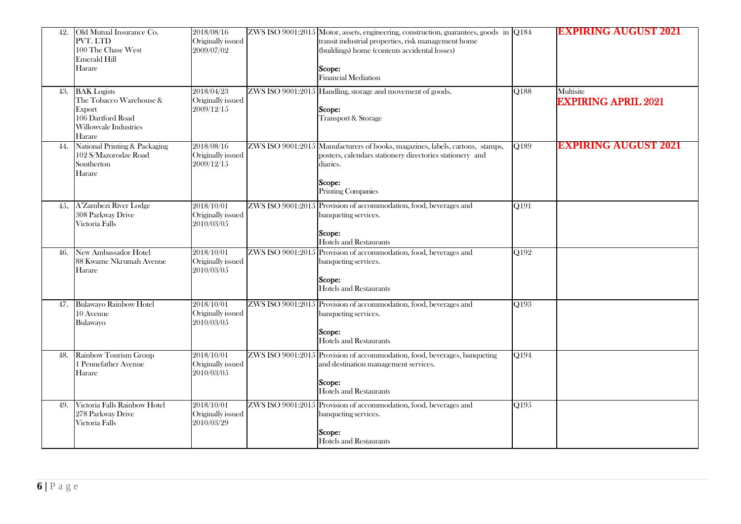| | | | | | | |
|---|---|---|---|---|---|---|
| 42. | Old Mutual Insurance Co. PVT. LTD<br>100 The Chase West<br>Emerald Hill<br>Harare | 2018/08/16<br>Originally issued 2009/07/02 | ZWS ISO 9001:2015 | Motor, assets, engineering, construction, guarantees, goods in transit industrial properties, risk management home (buildings) home (contents accidental losses)<br><br>**Scope:**<br>Financial Mediation | Q184 | **EXPIRING AUGUST 2021** |
| 43. | BAK Logists<br>The Tobacco Warehouse & Export<br>106 Dartford Road<br>Willowvale Industries<br>Harare | 2018/04/23<br>Originally issued 2009/12/15 | ZWS ISO 9001:2015 | Handling, storage and movement of goods.<br><br>**Scope:**<br>Transport & Storage | Q188 | Multisite<br>**EXPIRING APRIL 2021** |
| 44. | National Printing & Packaging<br>102 S/Mazorodze Road<br>Southerton<br>Harare | 2018/08/16<br>Originally issued 2009/12/15 | ZWS ISO 9001:2015 | Manufacturers of books, magazines, labels, cartons, stamps, posters, calendars stationery directories stationery and diaries.<br><br>**Scope:**<br>Printing Companies | Q189 | **EXPIRING AUGUST 2021** |
| 45. | A'Zambezi River Lodge<br>308 Parkway Drive<br>Victoria Falls | 2018/10/01<br>Originally issued 2010/03/05 | ZWS ISO 9001:2015 | Provision of accommodation, food, beverages and banqueting services.<br><br>**Scope:**<br>Hotels and Restaurants | Q191 | |
| 46. | New Ambassador Hotel<br>88 Kwame Nkrumah Avenue<br>Harare | 2018/10/01<br>Originally issued 2010/03/05 | ZWS ISO 9001:2015 | Provision of accommodation, food, beverages and banqueting services.<br><br>**Scope:**<br>Hotels and Restaurants | Q192 | |
| 47. | Bulawayo Rainbow Hotel<br>10 Avenue<br>Bulawayo | 2018/10/01<br>Originally issued 2010/03/05 | ZWS ISO 9001:2015 | Provision of accommodation, food, beverages and banqueting services.<br><br>**Scope:**<br>Hotels and Restaurants | Q193 | |
| 48. | Rainbow Tourism Group<br>1 Pennefather Avenue<br>Harare | 2018/10/01<br>Originally issued 2010/03/05 | ZWS ISO 9001:2015 | Provision of accommodation, food, beverages, banqueting and destination management services.<br><br>**Scope:**<br>Hotels and Restaurants | Q194 | |
| 49. | Victoria Falls Rainbow Hotel<br>278 Parkway Drive<br>Victoria Falls | 2018/10/01<br>Originally issued 2010/03/29 | ZWS ISO 9001:2015 | Provision of accommodation, food, beverages and banqueting services.<br><br>**Scope:**<br>Hotels and Restaurants | Q195 | |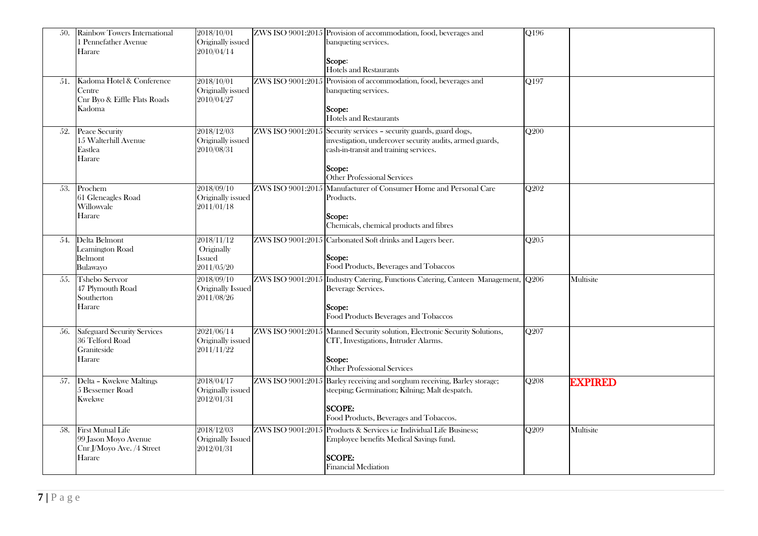| 50. | Rainbow Towers International<br>1 Pennefather Avenue<br>Harare | 2018/10/01<br>Originally issued<br>2010/04/14 | ZWS ISO 9001:2015 | Provision of accommodation, food, beverages and banqueting services.<br><br>**Scope:**<br>Hotels and Restaurants | Q196 | |
|---|---|---|---|---|---|---|
| 51. | Kadoma Hotel & Conference Centre<br>Cnr Byo & Eiffle Flats Roads<br>Kadoma | 2018/10/01<br>Originally issued<br>2010/04/27 | ZWS ISO 9001:2015 | Provision of accommodation, food, beverages and banqueting services.<br><br>**Scope:**<br>Hotels and Restaurants | Q197 | |
| 52. | Peace Security<br>15 Walterhill Avenue<br>Eastlea<br>Harare | 2018/12/03<br>Originally issued<br>2010/08/31 | ZWS ISO 9001:2015 | Security services – security guards, guard dogs, investigation, undercover security audits, armed guards, cash-in-transit and training services.<br><br>**Scope:**<br>Other Professional Services | Q200 | |
| 53. | Prochem<br>61 Gleneagles Road<br>Willowvale<br>Harare | 2018/09/10<br>Originally issued<br>2011/01/18 | ZWS ISO 9001:2015 | Manufacturer of Consumer Home and Personal Care Products.<br><br>**Scope:**<br>Chemicals, chemical products and fibres | Q202 | |
| 54. | Delta Belmont<br>Leamington Road<br>Belmont<br>Bulawayo | 2018/11/12<br>Originally<br>Issued<br>2011/05/20 | ZWS ISO 9001:2015 | Carbonated Soft drinks and Lagers beer.<br><br>**Scope:**<br>Food Products, Beverages and Tobaccos | Q205 | |
| 55. | Tshebo Servcor<br>47 Plymouth Road<br>Southerton<br>Harare | 2018/09/10<br>Originally Issued<br>2011/08/26 | ZWS ISO 9001:2015 | Industry Catering, Functions Catering, Canteen Management, Beverage Services.<br><br>**Scope:**<br>Food Products Beverages and Tobaccos | Q206 | Multisite |
| 56. | Safeguard Security Services<br>36 Telford Road<br>Graniteside<br>Harare | 2021/06/14<br>Originally issued<br>2011/11/22 | ZWS ISO 9001:2015 | Manned Security solution, Electronic Security Solutions, CIT, Investigations, Intruder Alarms.<br><br>**Scope:**<br>Other Professional Services | Q207 | |
| 57. | Delta – Kwekwe Maltings<br>5 Bessemer Road<br>Kwekwe | 2018/04/17<br>Originally issued<br>2012/01/31 | ZWS ISO 9001:2015 | Barley receiving and sorghum receiving, Barley storage; steeping; Germination; Kilning; Malt despatch.<br><br>**SCOPE:**<br>Food Products, Beverages and Tobaccos. | Q208 | **EXPIRED** |
| 58. | First Mutual Life<br>99 Jason Moyo Avenue<br>Cnr J/Moyo Ave. /4 Street<br>Harare | 2018/12/03<br>Originally Issued<br>2012/01/31 | ZWS ISO 9001:2015 | Products & Services i.e Individual Life Business; Employee benefits Medical Savings fund.<br><br>**SCOPE:**<br>Financial Mediation | Q209 | Multisite |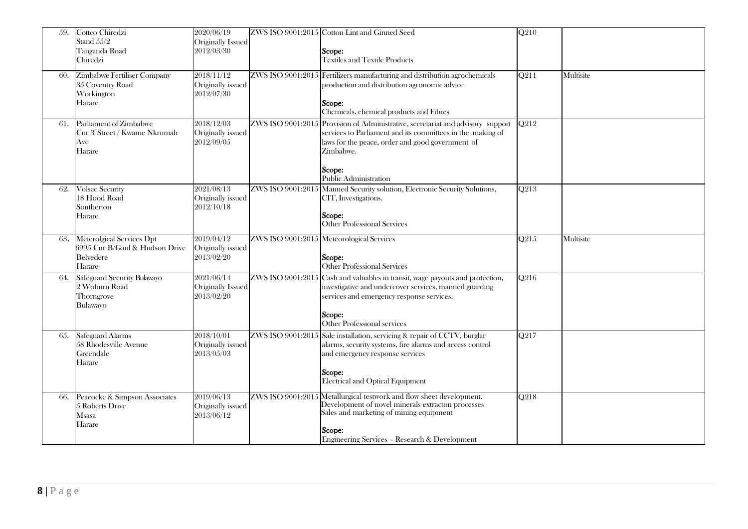| 59. | Cottco Chiredzi<br>Stand 55/2<br>Tanganda Road<br>Chiredzi | 2020/06/19<br>Originally Issued<br>2012/03/30 | ZWS ISO 9001:2015 | Cotton Lint and Ginned Seed<br><br>**Scope:**<br>Textiles and Textile Products | Q210 | |
|---|---|---|---|---|---|---|
| 60. | Zimbabwe Fertiliser Company<br>35 Coventry Road<br>Workington<br>Harare | 2018/11/12<br>Originally issued<br>2012/07/30 | ZWS ISO 9001:2015 | Fertilizers manufacturing and distribution agrochemicals production and distribution agronomic advice<br><br>**Scope:**<br>Chemicals, chemical products and Fibres | Q211 | Multisite |
| 61. | Parliament of Zimbabwe<br>Cnr 3<sup></sup> Street / Kwame Nkrumah Ave<br>Harare | 2018/12/03<br>Originally issued<br>2012/09/05 | ZWS ISO 9001:2015 | Provision of Administrative, secretariat and advisory support services to Parliament and its committees in the making of laws for the peace, order and good government of Zimbabwe.<br><br>**Scope:**<br>Public Administration | Q212 | |
| 62. | Volsec Security<br>18 Hood Road<br>Southerton<br>Harare | 2021/08/13<br>Originally issued<br>2012/10/18 | ZWS ISO 9001:2015 | Manned Security solution, Electronic Security Solutions, CIT, Investigations.<br><br>**Scope:**<br>Other Professional Services | Q213 | |
| 63. | Meterolgical Services Dpt<br>6995 Cnr B/Gaul & Hudson Drive<br>Belvedere<br>Harare | 2019/04/12<br>Originally issued<br>2013/02/20 | ZWS ISO 9001:2015 | Meteorological Services<br><br>**Scope:**<br>Other Professional Services | Q215 | Multisite |
| 64. | Safeguard Security Bulawayo<br>2 Woburn Road<br>Thorngrove<br>Bulawayo | 2021/06/14<br>Originally Issued<br>2013/02/20 | ZWS ISO 9001:2015 | Cash and valuables in transit, wage payouts and protection, investigative and undercover services, manned guarding services and emergency response services.<br><br>**Scope:**<br>Other Professional services | Q216 | |
| 65. | Safeguard Alarms<br>58 Rhodesville Avenue<br>Greendale<br>Harare | 2018/10/01<br>Originally issued<br>2013/05/03 | ZWS ISO 9001:2015 | Sale installation, servicing & repair of CCTV, burglar alarms, security systems, fire alarms and access control and emergency response services<br><br>**Scope:**<br>Electrical and Optical Equipment | Q217 | |
| 66. | Peacocke & Simpson Associates<br>5 Roberts Drive<br>Msasa<br>Harare | 2019/06/13<br>Originally issued<br>2013/06/12 | ZWS ISO 9001:2015 | Metallurgical testwork and flow sheet development.<br>Development of novel minerals extracton processes<br>Sales and marketing of mining equipment<br><br>**Scope:**<br>Engineering Services – Research & Development | Q218 | |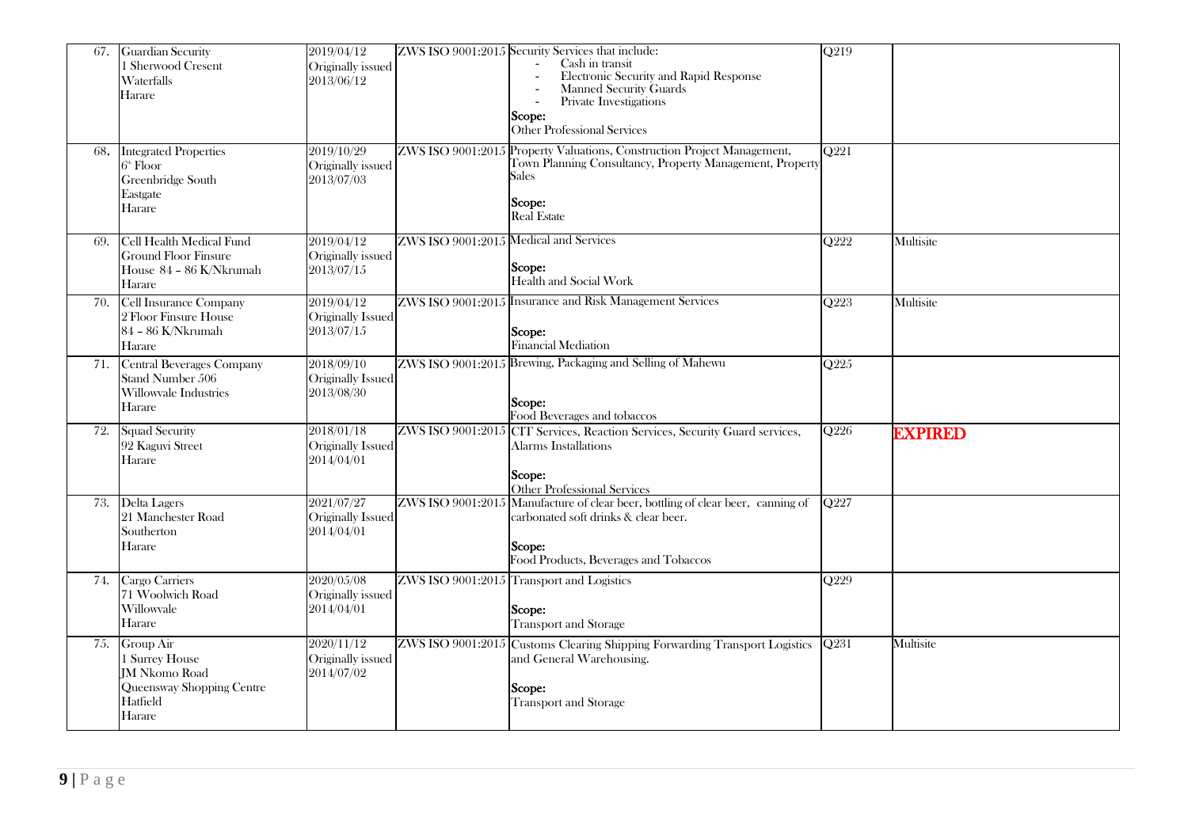| | | | | | | |
|---|---|---|---|---|---|---|
| 67. | Guardian Security<br>1 Sherwood Cresent<br>Waterfalls<br>Harare | 2019/04/12<br>Originally issued<br>2013/06/12 | ZWS ISO 9001:2015 | Security Services that include:<br>- Cash in transit<br>- Electronic Security and Rapid Response<br>- Manned Security Guards<br>- Private Investigations<br>**Scope:**<br>Other Professional Services | Q219 | |
| 68. | Integrated Properties<br>6th Floor<br>Greenbridge South<br>Eastgate<br>Harare | 2019/10/29<br>Originally issued<br>2013/07/03 | ZWS ISO 9001:2015 | Property Valuations, Construction Project Management, Town Planning Consultancy, Property Management, Property Sales<br>**Scope:**<br>Real Estate | Q221 | |
| 69. | Cell Health Medical Fund<br>Ground Floor Finsure<br>House 84 – 86 K/Nkrumah<br>Harare | 2019/04/12<br>Originally issued<br>2013/07/15 | ZWS ISO 9001:2015 | Medical and Services<br>**Scope:**<br>Health and Social Work | Q222 | Multisite |
| 70. | Cell Insurance Company<br>2 Floor Finsure House<br>84 – 86 K/Nkrumah<br>Harare | 2019/04/12<br>Originally Issued<br>2013/07/15 | ZWS ISO 9001:2015 | Insurance and Risk Management Services<br>**Scope:**<br>Financial Mediation | Q223 | Multisite |
| 71. | Central Beverages Company<br>Stand Number 506<br>Willowvale Industries<br>Harare | 2018/09/10<br>Originally Issued<br>2013/08/30 | ZWS ISO 9001:2015 | Brewing, Packaging and Selling of Mahewu<br>**Scope:**<br>Food Beverages and tobaccos | Q225 | |
| 72. | Squad Security<br>92 Kaguvi Street<br>Harare | 2018/01/18<br>Originally Issued<br>2014/04/01 | ZWS ISO 9001:2015 | CIT Services, Reaction Services, Security Guard services, Alarms Installations<br>**Scope:**<br>Other Professional Services | Q226 | **EXPIRED** |
| 73. | Delta Lagers<br>21 Manchester Road<br>Southerton<br>Harare | 2021/07/27<br>Originally Issued<br>2014/04/01 | ZWS ISO 9001:2015 | Manufacture of clear beer, bottling of clear beer, canning of carbonated soft drinks & clear beer.<br>**Scope:**<br>Food Products, Beverages and Tobaccos | Q227 | |
| 74. | Cargo Carriers<br>71 Woolwich Road<br>Willowvale<br>Harare | 2020/05/08<br>Originally issued<br>2014/04/01 | ZWS ISO 9001:2015 | Transport and Logistics<br>**Scope:**<br>Transport and Storage | Q229 | |
| 75. | Group Air<br>1 Surrey House<br>JM Nkomo Road<br>Queensway Shopping Centre<br>Hatfield<br>Harare | 2020/11/12<br>Originally issued<br>2014/07/02 | ZWS ISO 9001:2015 | Customs Clearing Shipping Forwarding Transport Logistics and General Warehousing.<br>**Scope:**<br>Transport and Storage | Q231 | Multisite |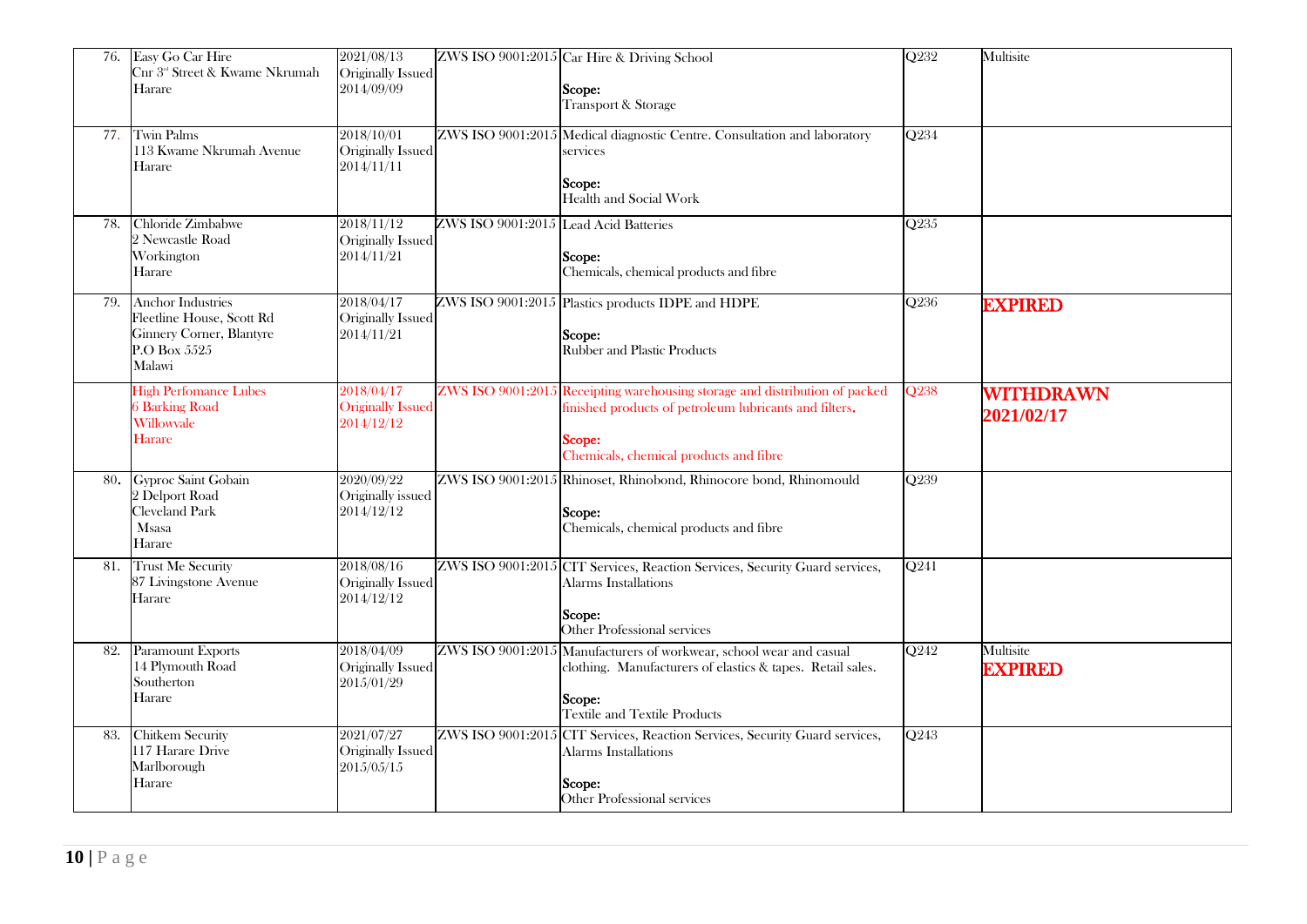| 76. | Easy Go Car Hire<br>Cnr 3rd Street & Kwame Nkrumah<br>Harare | 2021/08/13<br>Originally Issued<br>2014/09/09 | ZWS ISO 9001:2015 | Car Hire & Driving School<br><br>**Scope:**<br>Transport & Storage | Q232 | Multisite |
|---|---|---|---|---|---|---|
| 77. | Twin Palms<br>113 Kwame Nkrumah Avenue<br>Harare | 2018/10/01<br>Originally Issued<br>2014/11/11 | ZWS ISO 9001:2015 | Medical diagnostic Centre. Consultation and laboratory services<br><br>**Scope:**<br>Health and Social Work | Q234 | |
| 78. | Chloride Zimbabwe<br>2 Newcastle Road<br>Workington<br>Harare | 2018/11/12<br>Originally Issued<br>2014/11/21 | ZWS ISO 9001:2015 | Lead Acid Batteries<br><br>**Scope:**<br>Chemicals, chemical products and fibre | Q235 | |
| 79. | Anchor Industries<br>Fleetline House, Scott Rd<br>Ginnery Corner, Blantyre<br>P.O Box 5525<br>Malawi | 2018/04/17<br>Originally Issued<br>2014/11/21 | ZWS ISO 9001:2015 | Plastics products IDPE and HDPE<br><br>**Scope:**<br>Rubber and Plastic Products | Q236 | **EXPIRED** |
| | High Perfomance Lubes<br>6 Barking Road<br>Willowvale<br>Harare | 2018/04/17<br>Originally Issued<br>2014/12/12 | ZWS ISO 9001:2015 | Receipting warehousing storage and distribution of packed finished products of petroleum lubricants and filters.<br><br>**Scope:**<br>Chemicals, chemical products and fibre | Q238 | **WITHDRAWN 2021/02/17** |
| 80. | Gyproc Saint Gobain<br>2 Delport Road<br>Cleveland Park<br>Msasa<br>Harare | 2020/09/22<br>Originally issued<br>2014/12/12 | ZWS ISO 9001:2015 | Rhinoset, Rhinobond, Rhinocore bond, Rhinomould<br><br>**Scope:**<br>Chemicals, chemical products and fibre | Q239 | |
| 81. | Trust Me Security<br>87 Livingstone Avenue<br>Harare | 2018/08/16<br>Originally Issued<br>2014/12/12 | ZWS ISO 9001:2015 | CIT Services, Reaction Services, Security Guard services, Alarms Installations<br><br>**Scope:**<br>Other Professional services | Q241 | |
| 82. | Paramount Exports<br>14 Plymouth Road<br>Southerton<br>Harare | 2018/04/09<br>Originally Issued<br>2015/01/29 | ZWS ISO 9001:2015 | Manufacturers of workwear, school wear and casual clothing. Manufacturers of elastics & tapes. Retail sales.<br><br>**Scope:**<br>Textile and Textile Products | Q242 | Multisite<br>**EXPIRED** |
| 83. | Chitkem Security<br>117 Harare Drive<br>Marlborough<br>Harare | 2021/07/27<br>Originally Issued<br>2015/05/15 | ZWS ISO 9001:2015 | CIT Services, Reaction Services, Security Guard services, Alarms Installations<br><br>**Scope:**<br>Other Professional services | Q243 | |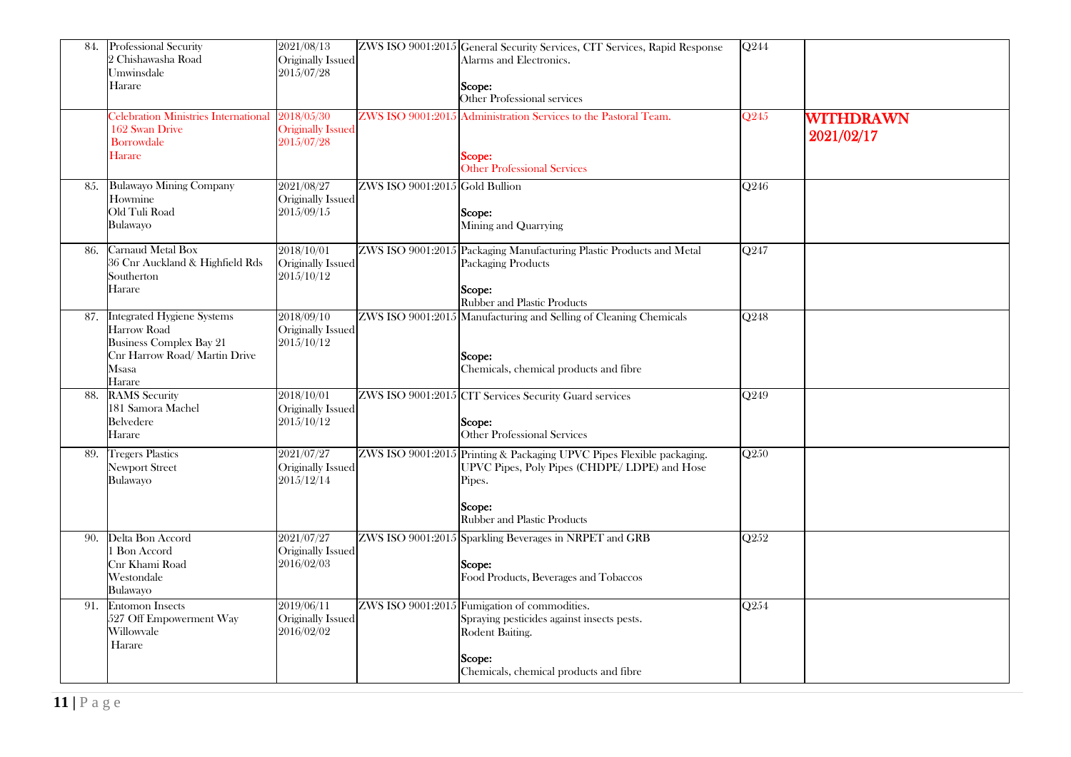| | | | | | | |
|---|---|---|---|---|---|---|
| 84. | Professional Security<br>2 Chishawasha Road<br>Umwinsdale<br>Harare | 2021/08/13<br>Originally Issued<br>2015/07/28 | ZWS ISO 9001:2015 | General Security Services, CIT Services, Rapid Response Alarms and Electronics.<br><br>**Scope:**<br>Other Professional services | Q244 | |
| | Celebration Ministries International<br>162 Swan Drive<br>Borrowdale<br>Harare | 2018/05/30<br>Originally Issued<br>2015/07/28 | ZWS ISO 9001:2015 | Administration Services to the Pastoral Team.<br><br>**Scope:**<br>Other Professional Services | Q245 | **WITHDRAWN**<br>**2021/02/17** |
| 85. | Bulawayo Mining Company<br>Howmine<br>Old Tuli Road<br>Bulawayo | 2021/08/27<br>Originally Issued<br>2015/09/15 | ZWS ISO 9001:2015 | Gold Bullion<br><br>**Scope:**<br>Mining and Quarrying | Q246 | |
| 86. | Carnaud Metal Box<br>36 Cnr Auckland & Highfield Rds<br>Southerton<br>Harare | 2018/10/01<br>Originally Issued<br>2015/10/12 | ZWS ISO 9001:2015 | Packaging Manufacturing Plastic Products and Metal Packaging Products<br><br>**Scope:**<br>Rubber and Plastic Products | Q247 | |
| 87. | Integrated Hygiene Systems<br>Harrow Road<br>Business Complex Bay 21<br>Cnr Harrow Road/ Martin Drive<br>Msasa<br>Harare | 2018/09/10<br>Originally Issued<br>2015/10/12 | ZWS ISO 9001:2015 | Manufacturing and Selling of Cleaning Chemicals<br><br>**Scope:**<br>Chemicals, chemical products and fibre | Q248 | |
| 88. | RAMS Security<br>181 Samora Machel<br>Belvedere<br>Harare | 2018/10/01<br>Originally Issued<br>2015/10/12 | ZWS ISO 9001:2015 | CIT Services Security Guard services<br><br>**Scope:**<br>Other Professional Services | Q249 | |
| 89. | Tregers Plastics<br>Newport Street<br>Bulawayo | 2021/07/27<br>Originally Issued<br>2015/12/14 | ZWS ISO 9001:2015 | Printing & Packaging UPVC Pipes Flexible packaging. UPVC Pipes, Poly Pipes (CHDPE/ LDPE) and Hose Pipes.<br><br>**Scope:**<br>Rubber and Plastic Products | Q250 | |
| 90. | Delta Bon Accord<br>1 Bon Accord<br>Cnr Khami Road<br>Westondale<br>Bulawayo | 2021/07/27<br>Originally Issued<br>2016/02/03 | ZWS ISO 9001:2015 | Sparkling Beverages in NRPET and GRB<br><br>**Scope:**<br>Food Products, Beverages and Tobaccos | Q252 | |
| 91. | Entomon Insects<br>527 Off Empowerment Way<br>Willowvale<br>Harare | 2019/06/11<br>Originally Issued<br>2016/02/02 | ZWS ISO 9001:2015 | Fumigation of commodities.<br>Spraying pesticides against insects pests.<br>Rodent Baiting.<br><br>**Scope:**<br>Chemicals, chemical products and fibre | Q254 | |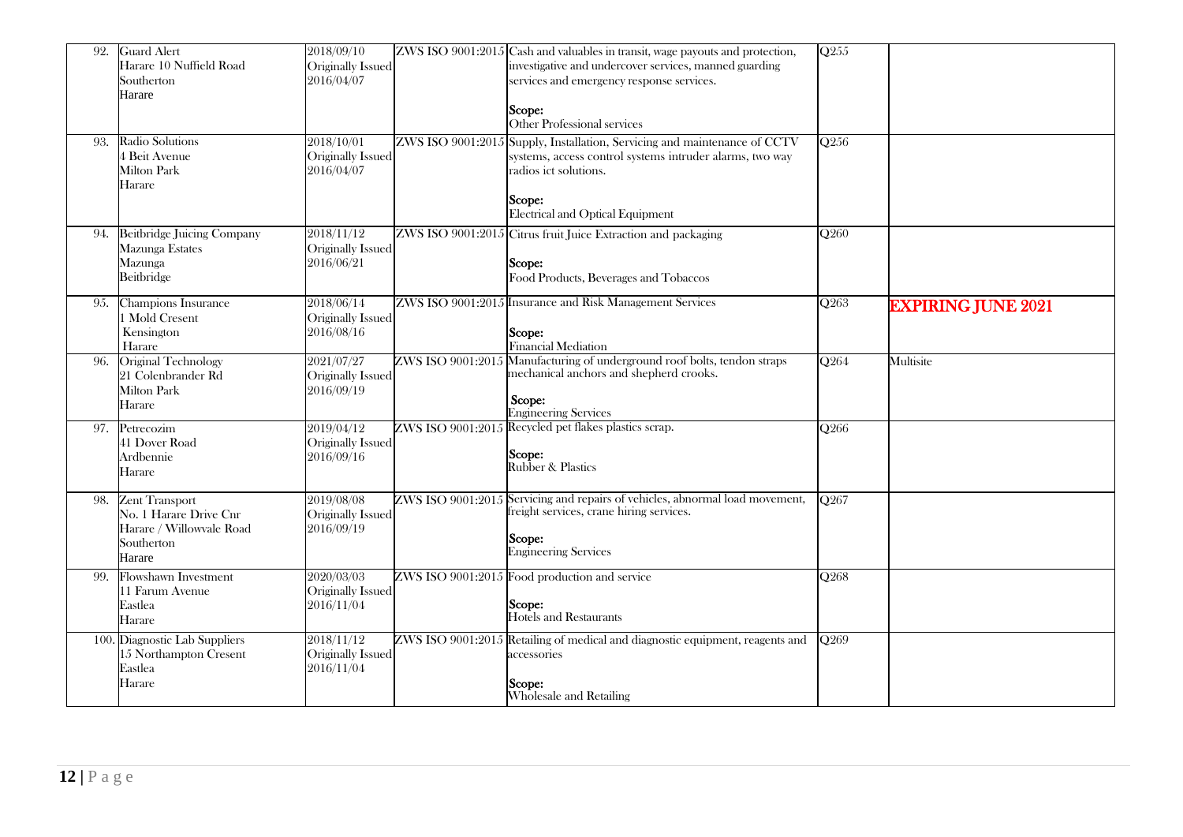| | | | | | | |
|---|---|---|---|---|---|---|
| 92. | Guard Alert<br>Harare 10 Nuffield Road<br>Southerton<br>Harare | 2018/09/10<br>Originally Issued<br>2016/04/07 | ZWS ISO 9001:2015 | Cash and valuables in transit, wage payouts and protection, investigative and undercover services, manned guarding services and emergency response services.<br><br>**Scope:**<br>Other Professional services | Q255 | |
| 93. | Radio Solutions<br>4 Beit Avenue<br>Milton Park<br>Harare | 2018/10/01<br>Originally Issued<br>2016/04/07 | ZWS ISO 9001:2015 | Supply, Installation, Servicing and maintenance of CCTV systems, access control systems intruder alarms, two way radios ict solutions.<br><br>**Scope:**<br>Electrical and Optical Equipment | Q256 | |
| 94. | Beitbridge Juicing Company<br>Mazunga Estates<br>Mazunga<br>Beitbridge | 2018/11/12<br>Originally Issued<br>2016/06/21 | ZWS ISO 9001:2015 | Citrus fruit Juice Extraction and packaging<br><br>**Scope:**<br>Food Products, Beverages and Tobaccos | Q260 | |
| 95. | Champions Insurance<br>1 Mold Cresent<br>Kensington<br>Harare | 2018/06/14<br>Originally Issued<br>2016/08/16 | ZWS ISO 9001:2015 | Insurance and Risk Management Services<br><br>**Scope:**<br>Financial Mediation | Q263 | **EXPIRING JUNE 2021** |
| 96. | Original Technology<br>21 Colenbrander Rd<br>Milton Park<br>Harare | 2021/07/27<br>Originally Issued<br>2016/09/19 | ZWS ISO 9001:2015 | Manufacturing of underground roof bolts, tendon straps mechanical anchors and shepherd crooks.<br><br>**Scope:**<br>Engineering Services | Q264 | Multisite |
| 97. | Petrecozim<br>41 Dover Road<br>Ardbennie<br>Harare | 2019/04/12<br>Originally Issued<br>2016/09/16 | ZWS ISO 9001:2015 | Recycled pet flakes plastics scrap.<br><br>**Scope:**<br>Rubber & Plastics | Q266 | |
| 98. | Zent Transport<br>No. 1 Harare Drive Cnr<br>Harare / Willowvale Road<br>Southerton<br>Harare | 2019/08/08<br>Originally Issued<br>2016/09/19 | ZWS ISO 9001:2015 | Servicing and repairs of vehicles, abnormal load movement, freight services, crane hiring services.<br><br>**Scope:**<br>Engineering Services | Q267 | |
| 99. | Flowshawn Investment<br>11 Farum Avenue<br>Eastlea<br>Harare | 2020/03/03<br>Originally Issued<br>2016/11/04 | ZWS ISO 9001:2015 | Food production and service<br><br>**Scope:**<br>Hotels and Restaurants | Q268 | |
| 100. | Diagnostic Lab Suppliers<br>15 Northampton Cresent<br>Eastlea<br>Harare | 2018/11/12<br>Originally Issued<br>2016/11/04 | ZWS ISO 9001:2015 | Retailing of medical and diagnostic equipment, reagents and accessories<br><br>**Scope:**<br>Wholesale and Retailing | Q269 | |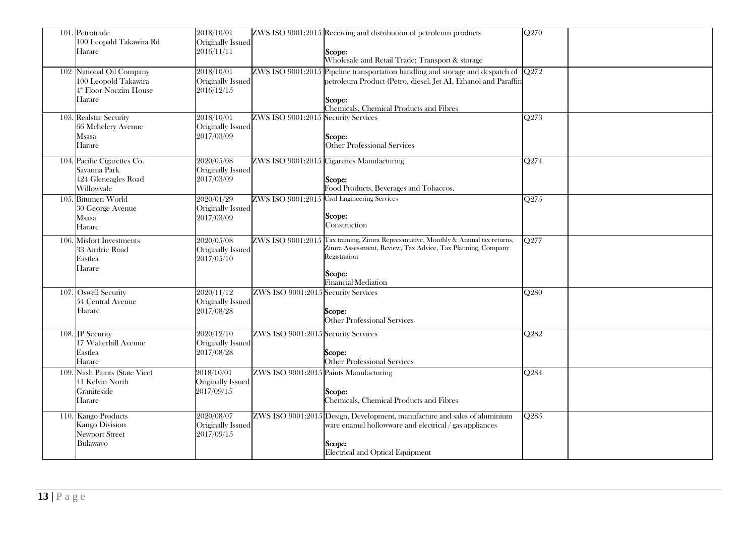| | | | | | |
|---|---|---|---|---|---|
| 101. Petrotrade<br>100 Leopald Takawira Rd<br>Harare | 2018/10/01<br>Originally Issued<br>2016/11/11 | ZWS ISO 9001:2015 | Receiving and distribution of petroleum products<br><br>**Scope:**<br>Wholesale and Retail Trade; Transport & storage | Q270 | |
| 102 National Oil Company<br>100 Leopold Takawira<br>4th Floor Noczim House<br>Harare | 2018/10/01<br>Originally Issued<br>2016/12/15 | ZWS ISO 9001:2015 | Pipeline transportation handling and storage and despatch of petroleum Product (Petro, diesel, Jet AI, Ethanol and Paraffin<br><br>**Scope:**<br>Chemicals, Chemical Products and Fibres | Q272 | |
| 103. Realstar Security<br>66 Mchelery Avenue<br>Msasa<br>Harare | 2018/10/01<br>Originally Issued<br>2017/03/09 | ZWS ISO 9001:2015 | Security Services<br><br>**Scope:**<br>Other Professional Services | Q273 | |
| 104. Pacific Cigarettes Co.<br>Savanna Park<br>424 Gleneagles Road<br>Willowvale | 2020/05/08<br>Originally Issued<br>2017/03/09 | ZWS ISO 9001:2015 | Cigarettes Manufacturing<br><br>**Scope:**<br>Food Products, Beverages and Tobaccos. | Q274 | |
| 105. Bitumen World<br>30 George Avenue<br>Msasa<br>Harare | 2020/01/29<br>Originally Issued<br>2017/03/09 | ZWS ISO 9001:2015 | Civil Engineering Services<br><br>**Scope:**<br>Construction | Q275 | |
| 106. Misfort Investments<br>33 Airdrie Road<br>Eastlea<br>Harare | 2020/05/08<br>Originally Issued<br>2017/05/10 | ZWS ISO 9001:2015 | Tax training, Zimra Represantative, Monthly & Annual tax returns, Zimra Assessment, Review, Tax Advice, Tax Planning, Company Registration<br><br>**Scope:**<br>Financial Mediation | Q277 | |
| 107. Oswell Security<br>54 Central Avenue<br>Harare | 2020/11/12<br>Originally Issued<br>2017/08/28 | ZWS ISO 9001:2015 | Security Services<br><br>**Scope:**<br>Other Professional Services | Q280 | |
| 108. JP Security<br>17 Walterhill Avenue<br>Eastlea<br>Harare | 2020/12/10<br>Originally Issued<br>2017/08/28 | ZWS ISO 9001:2015 | Security Services<br><br>**Scope:**<br>Other Professional Services | Q282 | |
| 109. Nash Paints (State Vice)<br>41 Kelvin North<br>Graniteside<br>Harare | 2018/10/01<br>Originally Issued<br>2017/09/15 | ZWS ISO 9001:2015 | Paints Manufacturing<br><br>**Scope:**<br>Chemicals, Chemical Products and Fibres | Q284 | |
| 110. Kango Products<br>Kango Division<br>Newport Street<br>Bulawayo | 2020/08/07<br>Originally Issued<br>2017/09/15 | ZWS ISO 9001:2015 | Design, Development, manufacture and sales of aluminium ware enamel hollowware and electrical / gas appliances<br><br>**Scope:**<br>Electrical and Optical Equipment | Q285 | |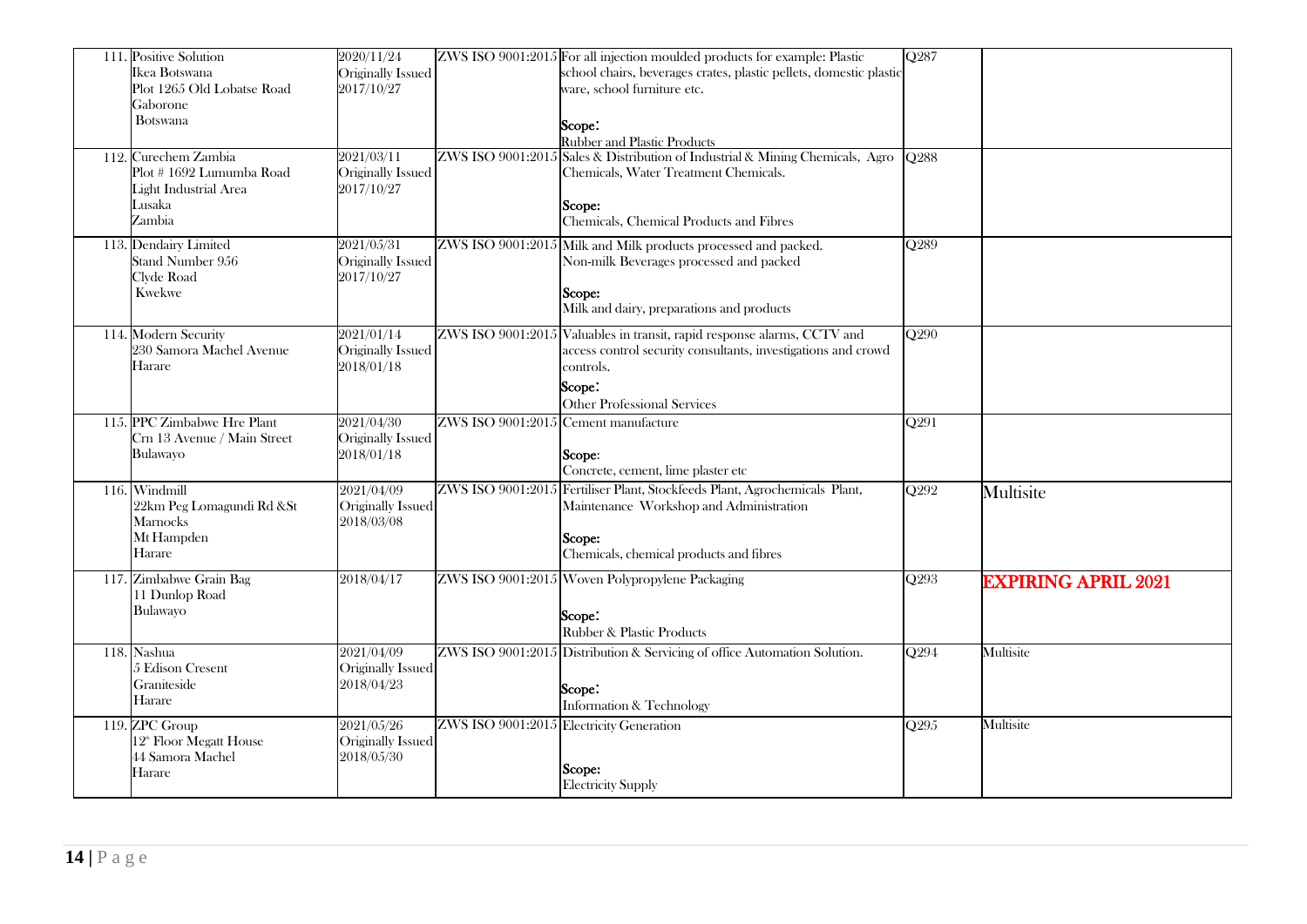| | | | | | |
|---|---|---|---|---|---|
| 111. Positive Solution<br>Ikea Botswana<br>Plot 1265 Old Lobatse Road<br>Gaborone<br>Botswana | 2020/11/24<br>Originally Issued<br>2017/10/27 | ZWS ISO 9001:2015 | For all injection moulded products for example: Plastic school chairs, beverages crates, plastic pellets, domestic plastic ware, school furniture etc.<br><br>Scope:<br>Rubber and Plastic Products | Q287 | |
| 112. Curechem Zambia<br>Plot # 1692 Lumumba Road<br>Light Industrial Area<br>Lusaka<br>Zambia | 2021/03/11<br>Originally Issued<br>2017/10/27 | ZWS ISO 9001:2015 | Sales & Distribution of Industrial & Mining Chemicals, Agro Chemicals, Water Treatment Chemicals.<br><br>Scope:<br>Chemicals, Chemical Products and Fibres | Q288 | |
| 113. Dendairy Limited<br>Stand Number 956<br>Clyde Road<br>Kwekwe | 2021/05/31<br>Originally Issued<br>2017/10/27 | ZWS ISO 9001:2015 | Milk and Milk products processed and packed.<br>Non-milk Beverages processed and packed<br><br>Scope:<br>Milk and dairy, preparations and products | Q289 | |
| 114. Modern Security<br>230 Samora Machel Avenue<br>Harare | 2021/01/14<br>Originally Issued<br>2018/01/18 | ZWS ISO 9001:2015 | Valuables in transit, rapid response alarms, CCTV and access control security consultants, investigations and crowd controls.<br><br>Scope:<br>Other Professional Services | Q290 | |
| 115. PPC Zimbabwe Hre Plant<br>Crn 13 Avenue / Main Street<br>Bulawayo | 2021/04/30<br>Originally Issued<br>2018/01/18 | ZWS ISO 9001:2015 | Cement manufacture<br><br>Scope:<br>Concrete, cement, lime plaster etc | Q291 | |
| 116. Windmill<br>22km Peg Lomagundi Rd &St Marnocks<br>Mt Hampden<br>Harare | 2021/04/09<br>Originally Issued<br>2018/03/08 | ZWS ISO 9001:2015 | Fertiliser Plant, Stockfeeds Plant, Agrochemicals Plant, Maintenance Workshop and Administration<br><br>Scope:<br>Chemicals, chemical products and fibres | Q292 | Multisite |
| 117. Zimbabwe Grain Bag<br>11 Dunlop Road<br>Bulawayo | 2018/04/17 | ZWS ISO 9001:2015 | Woven Polypropylene Packaging<br><br>Scope:<br>Rubber & Plastic Products | Q293 | **EXPIRING APRIL 2021** |
| 118. Nashua<br>5 Edison Cresent<br>Graniteside<br>Harare | 2021/04/09<br>Originally Issued<br>2018/04/23 | ZWS ISO 9001:2015 | Distribution & Servicing of office Automation Solution.<br><br>Scope:<br>Information & Technology | Q294 | Multisite |
| 119. ZPC Group<br>12th Floor Megatt House<br>44 Samora Machel<br>Harare | 2021/05/26<br>Originally Issued<br>2018/05/30 | ZWS ISO 9001:2015 | Electricity Generation<br><br>Scope:<br>Electricity Supply | Q295 | Multisite |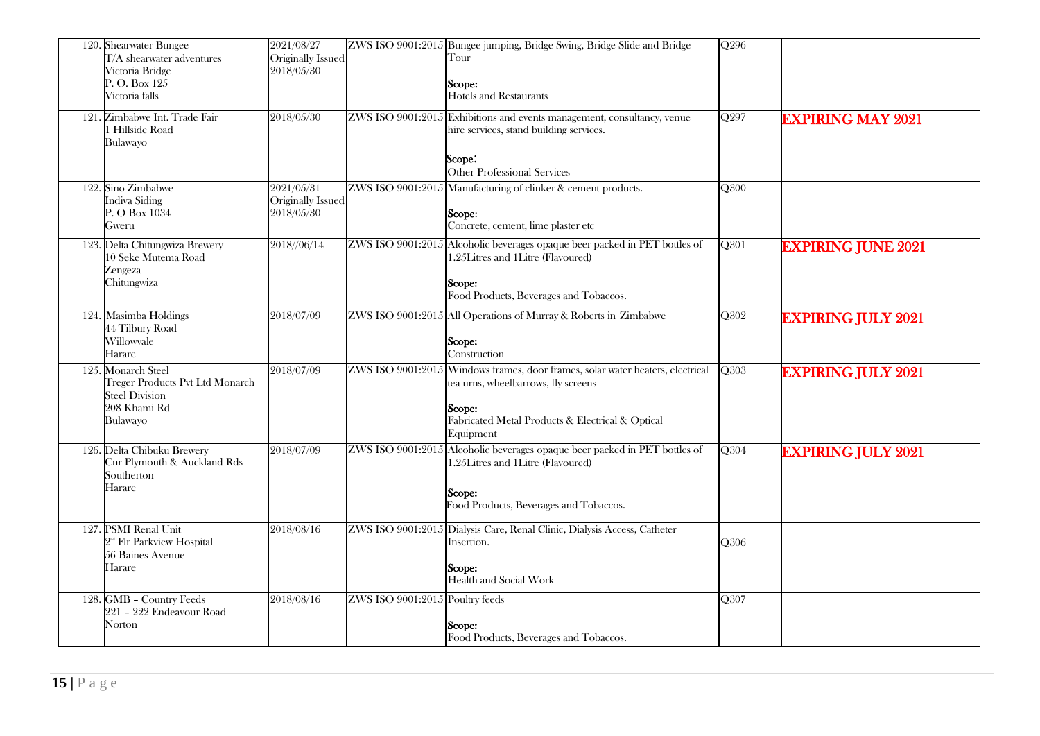| | | | | | |
|---|---|---|---|---|---|
| 120. Shearwater Bungee<br>T/A shearwater adventures<br>Victoria Bridge<br>P. O. Box 125<br>Victoria falls | 2021/08/27<br>Originally Issued<br>2018/05/30 | ZWS ISO 9001:2015 | Bungee jumping, Bridge Swing, Bridge Slide and Bridge Tour<br><br>**Scope:**<br>Hotels and Restaurants | Q296 | |
| 121. Zimbabwe Int. Trade Fair<br>1 Hillside Road<br>Bulawayo | 2018/05/30 | ZWS ISO 9001:2015 | Exhibitions and events management, consultancy, venue hire services, stand building services.<br><br>**Scope:**<br>Other Professional Services | Q297 | **EXPIRING MAY 2021** |
| 122. Sino Zimbabwe<br>Indiva Siding<br>P. O Box 1034<br>Gweru | 2021/05/31<br>Originally Issued<br>2018/05/30 | ZWS ISO 9001:2015 | Manufacturing of clinker & cement products.<br><br>**Scope:**<br>Concrete, cement, lime plaster etc | Q300 | |
| 123. Delta Chitungwiza Brewery<br>10 Seke Mutema Road<br>Zengeza<br>Chitungwiza | 2018//06/14 | ZWS ISO 9001:2015 | Alcoholic beverages opaque beer packed in PET bottles of 1.25Litres and 1Litre (Flavoured)<br><br>**Scope:**<br>Food Products, Beverages and Tobaccos. | Q301 | **EXPIRING JUNE 2021** |
| 124. Masimba Holdings<br>44 Tilbury Road<br>Willowvale<br>Harare | 2018/07/09 | ZWS ISO 9001:2015 | All Operations of Murray & Roberts in Zimbabwe<br><br>**Scope:**<br>Construction | Q302 | **EXPIRING JULY 2021** |
| 125. Monarch Steel<br>Treger Products Pvt Ltd Monarch Steel Division<br>208 Khami Rd<br>Bulawayo | 2018/07/09 | ZWS ISO 9001:2015 | Windows frames, door frames, solar water heaters, electrical tea urns, wheelbarrows, fly screens<br><br>**Scope:**<br>Fabricated Metal Products & Electrical & Optical Equipment | Q303 | **EXPIRING JULY 2021** |
| 126. Delta Chibuku Brewery<br>Cnr Plymouth & Auckland Rds<br>Southerton<br>Harare | 2018/07/09 | ZWS ISO 9001:2015 | Alcoholic beverages opaque beer packed in PET bottles of 1.25Litres and 1Litre (Flavoured)<br><br>**Scope:**<br>Food Products, Beverages and Tobaccos. | Q304 | **EXPIRING JULY 2021** |
| 127. PSMI Renal Unit<br>2nd Flr Parkview Hospital<br>56 Baines Avenue<br>Harare | 2018/08/16 | ZWS ISO 9001:2015 | Dialysis Care, Renal Clinic, Dialysis Access, Catheter Insertion.<br><br>**Scope:**<br>Health and Social Work | Q306 | |
| 128. GMB – Country Feeds<br>221 – 222 Endeavour Road<br>Norton | 2018/08/16 | ZWS ISO 9001:2015 | Poultry feeds<br><br>**Scope:**<br>Food Products, Beverages and Tobaccos. | Q307 | |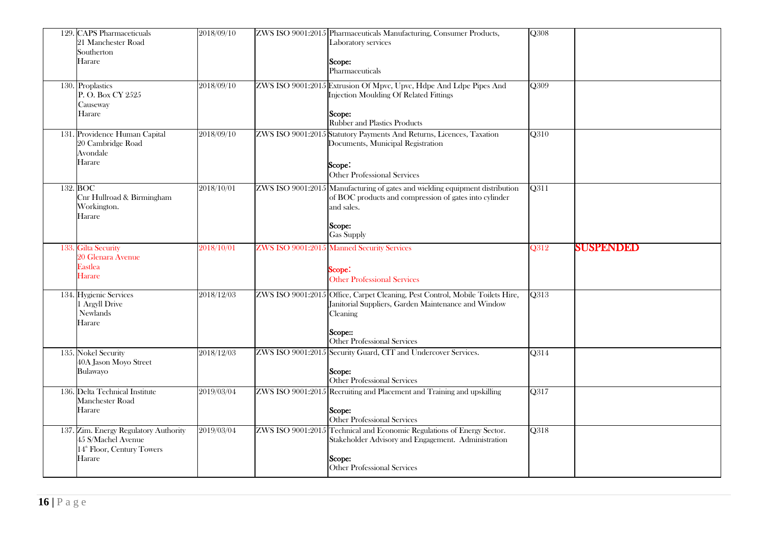| | | | | | |
|---|---|---|---|---|---|
| 129. | CAPS Pharmaceticuals<br>21 Manchester Road<br>Southerton<br>Harare | 2018/09/10 | ZWS ISO 9001:2015 | Pharmaceuticals Manufacturing, Consumer Products, Laboratory services<br><br>Scope:<br>Pharmaceuticals | Q308 | |
| 130. | Proplastics<br>P. O. Box CY 2525<br>Causeway<br>Harare | 2018/09/10 | ZWS ISO 9001:2015 | Extrusion Of Mpvc, Upvc, Hdpe And Ldpe Pipes And Injection Moulding Of Related Fittings<br><br>Scope:<br>Rubber and Plastics Products | Q309 | |
| 131. | Providence Human Capital<br>20 Cambridge Road<br>Avondale<br>Harare | 2018/09/10 | ZWS ISO 9001:2015 | Statutory Payments And Returns, Licences, Taxation Documents, Municipal Registration<br><br>Scope:<br>Other Professional Services | Q310 | |
| 132. | BOC<br>Cnr Hullroad & Birmingham<br>Workington.<br>Harare | 2018/10/01 | ZWS ISO 9001:2015 | Manufacturing of gates and wielding equipment distribution of BOC products and compression of gates into cylinder and sales.<br><br>Scope:<br>Gas Supply | Q311 | |
| 133. | Gilta Security<br>20 Glenara Avenue<br>Eastlea<br>Harare | 2018/10/01 | ZWS ISO 9001:2015 | Manned Security Services<br><br>Scope:<br>Other Professional Services | Q312 | **SUSPENDED** |
| 134. | Hygienic Services<br>1 Argyll Drive<br>Newlands<br>Harare | 2018/12/03 | ZWS ISO 9001:2015 | Office, Carpet Cleaning, Pest Control, Mobile Toilets Hire, Janitorial Suppliers, Garden Maintenance and Window Cleaning<br><br>Scope::<br>Other Professional Services | Q313 | |
| 135. | Nokel Security<br>40A Jason Moyo Street<br>Bulawayo | 2018/12/03 | ZWS ISO 9001:2015 | Security Guard, CIT and Undercover Services.<br><br>Scope:<br>Other Professional Services | Q314 | |
| 136. | Delta Technical Institute<br>Manchester Road<br>Harare | 2019/03/04 | ZWS ISO 9001:2015 | Recruiting and Placement and Training and upskilling<br><br>Scope:<br>Other Professional Services | Q317 | |
| 137. | Zim. Energy Regulatory Authority<br>45 S/Machel Avenue<br>14th Floor, Century Towers<br>Harare | 2019/03/04 | ZWS ISO 9001:2015 | Technical and Economic Regulations of Energy Sector. Stakeholder Advisory and Engagement. Administration<br><br>Scope:<br>Other Professional Services | Q318 | |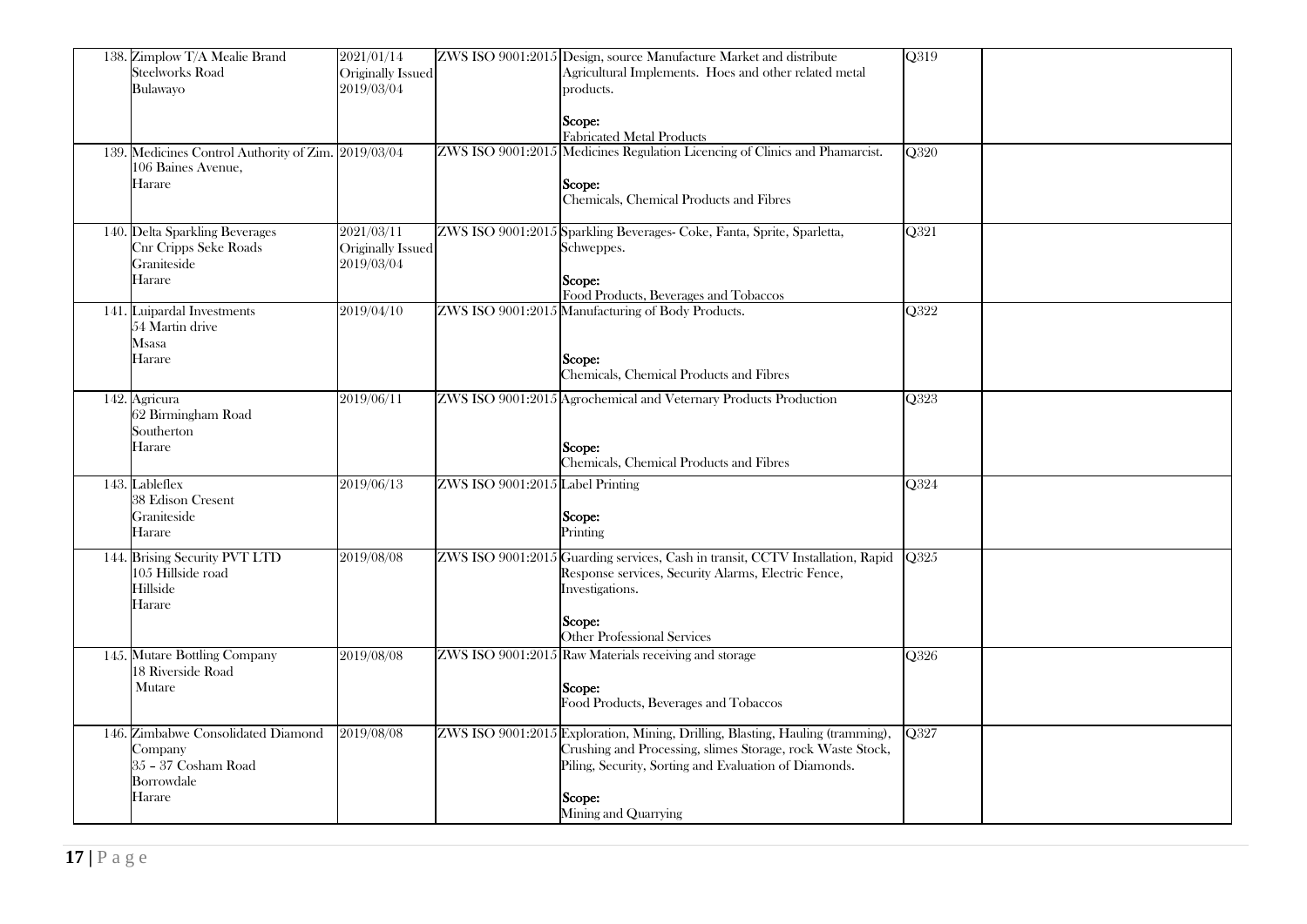| | | | | | |
|---|---|---|---|---|---|
| 138. Zimplow T/A Mealie Brand<br>Steelworks Road<br>Bulawayo | 2021/01/14<br>Originally Issued<br>2019/03/04 | ZWS ISO 9001:2015 | Design, source Manufacture Market and distribute Agricultural Implements. Hoes and other related metal products.<br><br>Scope:<br>Fabricated Metal Products | Q319 | |
| 139. Medicines Control Authority of Zim.<br>106 Baines Avenue,<br>Harare | 2019/03/04 | ZWS ISO 9001:2015 | Medicines Regulation Licencing of Clinics and Phamarcist.<br><br>Scope:<br>Chemicals, Chemical Products and Fibres | Q320 | |
| 140. Delta Sparkling Beverages<br>Cnr Cripps Seke Roads<br>Graniteside<br>Harare | 2021/03/11<br>Originally Issued<br>2019/03/04 | ZWS ISO 9001:2015 | Sparkling Beverages- Coke, Fanta, Sprite, Sparletta, Schweppes.<br><br>Scope:<br>Food Products, Beverages and Tobaccos | Q321 | |
| 141. Luipardal Investments<br>54 Martin drive<br>Msasa<br>Harare | 2019/04/10 | ZWS ISO 9001:2015 | Manufacturing of Body Products.<br><br>Scope:<br>Chemicals, Chemical Products and Fibres | Q322 | |
| 142. Agricura<br>62 Birmingham Road<br>Southerton<br>Harare | 2019/06/11 | ZWS ISO 9001:2015 | Agrochemical and Veternary Products Production<br><br>Scope:<br>Chemicals, Chemical Products and Fibres | Q323 | |
| 143. Lableflex<br>38 Edison Cresent<br>Graniteside<br>Harare | 2019/06/13 | ZWS ISO 9001:2015 | Label Printing<br><br>Scope:<br>Printing | Q324 | |
| 144. Brising Security PVT LTD<br>105 Hillside road<br>Hillside<br>Harare | 2019/08/08 | ZWS ISO 9001:2015 | Guarding services, Cash in transit, CCTV Installation, Rapid Response services, Security Alarms, Electric Fence, Investigations.<br><br>Scope:<br>Other Professional Services | Q325 | |
| 145. Mutare Bottling Company<br>18 Riverside Road<br>Mutare | 2019/08/08 | ZWS ISO 9001:2015 | Raw Materials receiving and storage<br><br>Scope:<br>Food Products, Beverages and Tobaccos | Q326 | |
| 146. Zimbabwe Consolidated Diamond Company<br>35 – 37 Cosham Road<br>Borrowdale<br>Harare | 2019/08/08 | ZWS ISO 9001:2015 | Exploration, Mining, Drilling, Blasting, Hauling (tramming), Crushing and Processing, slimes Storage, rock Waste Stock, Piling, Security, Sorting and Evaluation of Diamonds.<br><br>Scope:<br>Mining and Quarrying | Q327 | |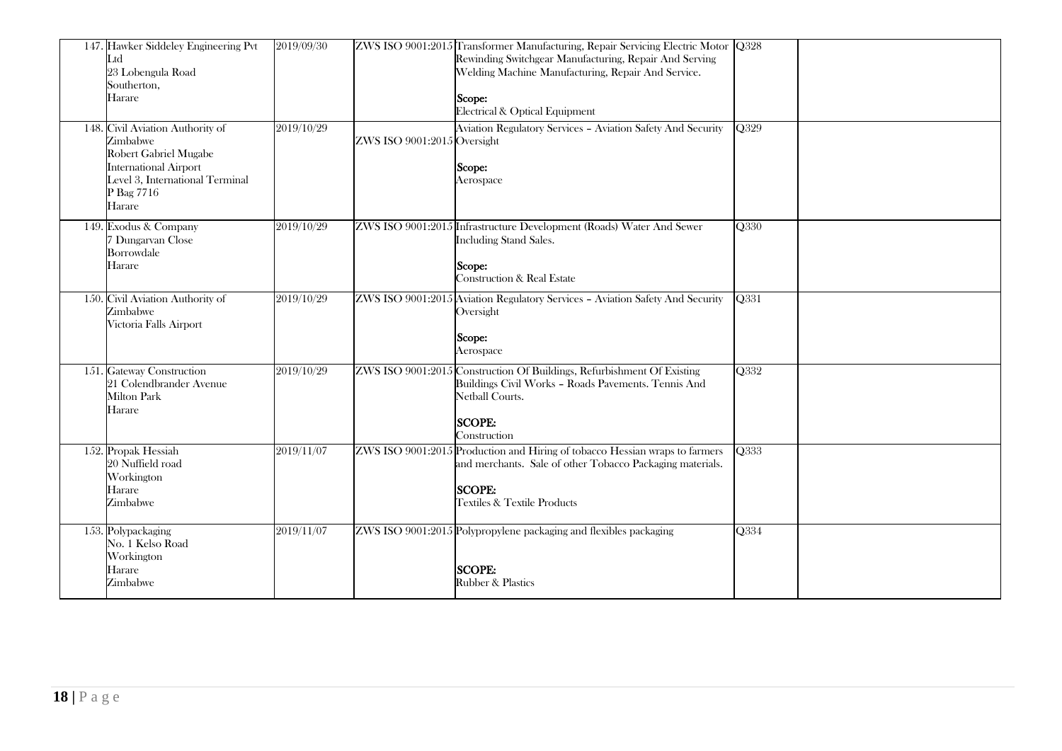| | | | | | |
|---|---|---|---|---|---|
| 147. Hawker Siddeley Engineering Pvt Ltd<br>23 Lobengula Road<br>Southerton,<br>Harare | 2019/09/30 | ZWS ISO 9001:2015 | Transformer Manufacturing, Repair Servicing Electric Motor Rewinding Switchgear Manufacturing, Repair And Serving Welding Machine Manufacturing, Repair And Service.<br><br>**Scope:**<br>Electrical & Optical Equipment | Q328 | |
| 148. Civil Aviation Authority of Zimbabwe<br>Robert Gabriel Mugabe International Airport<br>Level 3, International Terminal<br>P Bag 7716<br>Harare | 2019/10/29 | ZWS ISO 9001:2015 | Aviation Regulatory Services – Aviation Safety And Security Oversight<br><br>**Scope:**<br>Aerospace | Q329 | |
| 149. Exodus & Company<br>7 Dungarvan Close<br>Borrowdale<br>Harare | 2019/10/29 | ZWS ISO 9001:2015 | Infrastructure Development (Roads) Water And Sewer Including Stand Sales.<br><br>**Scope:**<br>Construction & Real Estate | Q330 | |
| 150. Civil Aviation Authority of Zimbabwe<br>Victoria Falls Airport | 2019/10/29 | ZWS ISO 9001:2015 | Aviation Regulatory Services – Aviation Safety And Security Oversight<br><br>**Scope:**<br>Aerospace | Q331 | |
| 151. Gateway Construction<br>21 Colendbrander Avenue<br>Milton Park<br>Harare | 2019/10/29 | ZWS ISO 9001:2015 | Construction Of Buildings, Refurbishment Of Existing Buildings Civil Works – Roads Pavements. Tennis And Netball Courts.<br><br>**SCOPE:**<br>Construction | Q332 | |
| 152. Propak Hessiah<br>20 Nuffield road<br>Workington<br>Harare<br>Zimbabwe | 2019/11/07 | ZWS ISO 9001:2015 | Production and Hiring of tobacco Hessian wraps to farmers and merchants. Sale of other Tobacco Packaging materials.<br><br>**SCOPE:**<br>Textiles & Textile Products | Q333 | |
| 153. Polypackaging<br>No. 1 Kelso Road<br>Workington<br>Harare<br>Zimbabwe | 2019/11/07 | ZWS ISO 9001:2015 | Polypropylene packaging and flexibles packaging<br><br>**SCOPE:**<br>Rubber & Plastics | Q334 | |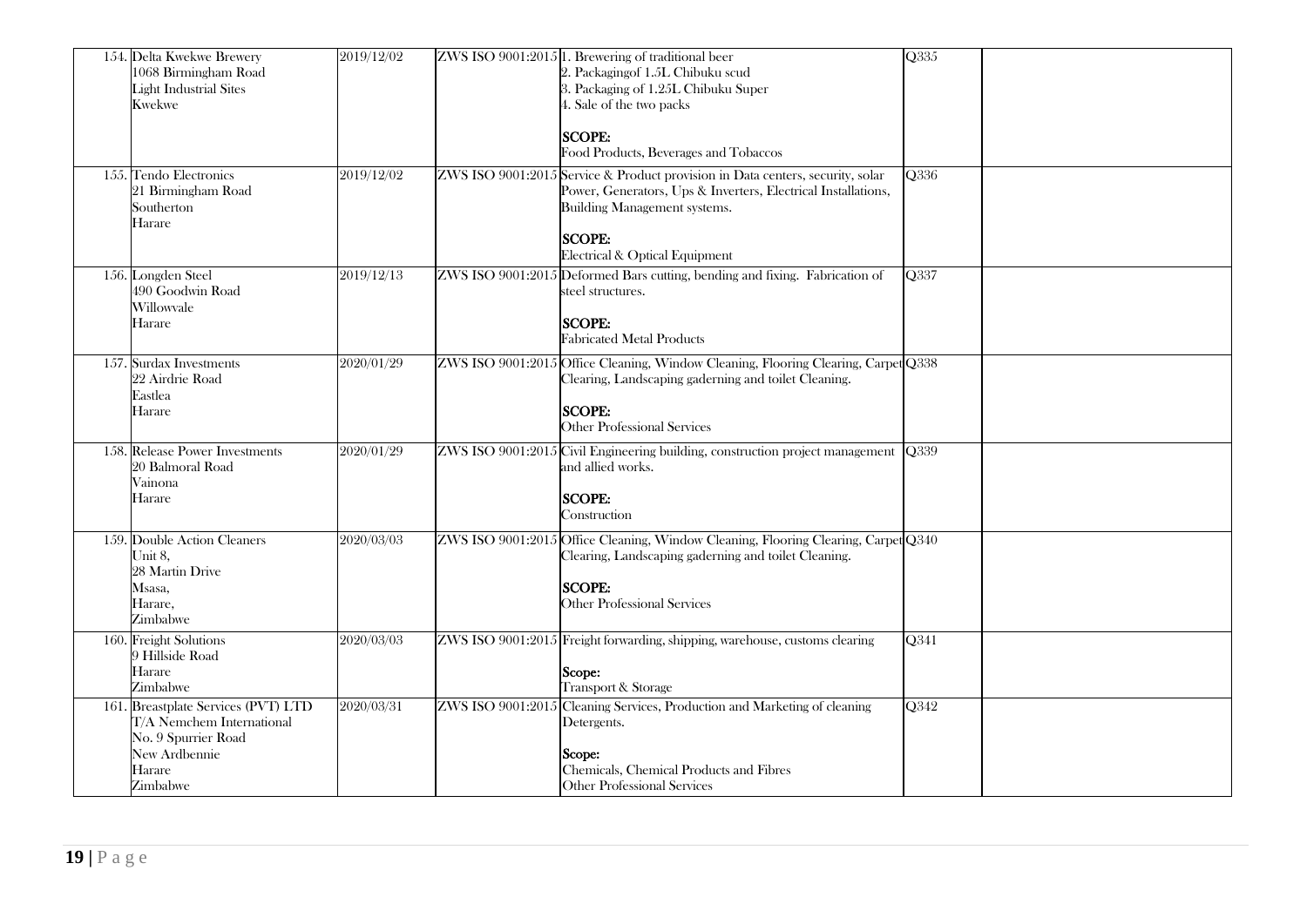| | | | | | |
|---|---|---|---|---|---|
| 154. | Delta Kwekwe Brewery<br>1068 Birmingham Road<br>Light Industrial Sites<br>Kwekwe | 2019/12/02 | ZWS ISO 9001:2015 | 1. Brewering of traditional beer<br>2. Packagingof 1.5L Chibuku scud<br>3. Packaging of 1.25L Chibuku Super<br>4. Sale of the two packs<br><br>**SCOPE:**<br>Food Products, Beverages and Tobaccos | Q335 | |
| 155. | Tendo Electronics<br>21 Birmingham Road<br>Southerton<br>Harare | 2019/12/02 | ZWS ISO 9001:2015 | Service & Product provision in Data centers, security, solar Power, Generators, Ups & Inverters, Electrical Installations, Building Management systems.<br><br>**SCOPE:**<br>Electrical & Optical Equipment | Q336 | |
| 156. | Longden Steel<br>490 Goodwin Road<br>Willowvale<br>Harare | 2019/12/13 | ZWS ISO 9001:2015 | Deformed Bars cutting, bending and fixing. Fabrication of steel structures.<br><br>**SCOPE:**<br>Fabricated Metal Products | Q337 | |
| 157. | Surdax Investments<br>22 Airdrie Road<br>Eastlea<br>Harare | 2020/01/29 | ZWS ISO 9001:2015 | Office Cleaning, Window Cleaning, Flooring Clearing, Carpet Clearing, Landscaping gaderning and toilet Cleaning.<br><br>**SCOPE:**<br>Other Professional Services | Q338 | |
| 158. | Release Power Investments<br>20 Balmoral Road<br>Vainona<br>Harare | 2020/01/29 | ZWS ISO 9001:2015 | Civil Engineering building, construction project management and allied works.<br><br>**SCOPE:**<br>Construction | Q339 | |
| 159. | Double Action Cleaners<br>Unit 8,<br>28 Martin Drive<br>Msasa,<br>Harare,<br>Zimbabwe | 2020/03/03 | ZWS ISO 9001:2015 | Office Cleaning, Window Cleaning, Flooring Clearing, Carpet Clearing, Landscaping gaderning and toilet Cleaning.<br><br>**SCOPE:**<br>Other Professional Services | Q340 | |
| 160. | Freight Solutions<br>9 Hillside Road<br>Harare<br>Zimbabwe | 2020/03/03 | ZWS ISO 9001:2015 | Freight forwarding, shipping, warehouse, customs clearing<br><br>**Scope:**<br>Transport & Storage | Q341 | |
| 161. | Breastplate Services (PVT) LTD<br>T/A Nemchem International<br>No. 9 Spurrier Road<br>New Ardbennie<br>Harare<br>Zimbabwe | 2020/03/31 | ZWS ISO 9001:2015 | Cleaning Services, Production and Marketing of cleaning Detergents.<br><br>**Scope:**<br>Chemicals, Chemical Products and Fibres<br>Other Professional Services | Q342 | |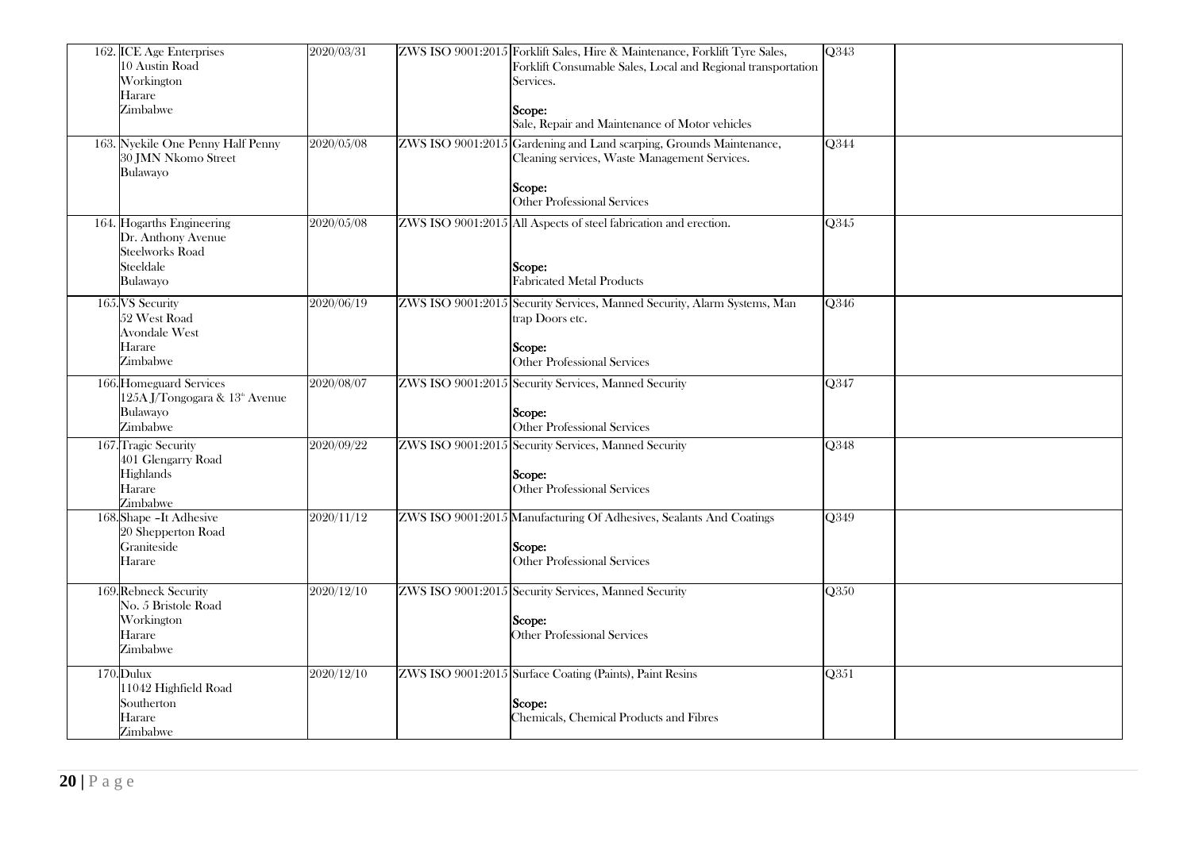| | | | | | |
|---|---|---|---|---|---|
| 162. ICE Age Enterprises<br>10 Austin Road<br>Workington<br>Harare<br>Zimbabwe | 2020/03/31 | ZWS ISO 9001:2015 | Forklift Sales, Hire & Maintenance, Forklift Tyre Sales, Forklift Consumable Sales, Local and Regional transportation Services.<br><br>**Scope:**<br>Sale, Repair and Maintenance of Motor vehicles | Q343 | |
| 163. Nyekile One Penny Half Penny<br>30 JMN Nkomo Street<br>Bulawayo | 2020/05/08 | ZWS ISO 9001:2015 | Gardening and Land scarping, Grounds Maintenance, Cleaning services, Waste Management Services.<br><br>**Scope:**<br>Other Professional Services | Q344 | |
| 164. Hogarths Engineering<br>Dr. Anthony Avenue<br>Steelworks Road<br>Steeldale<br>Bulawayo | 2020/05/08 | ZWS ISO 9001:2015 | All Aspects of steel fabrication and erection.<br><br>**Scope:**<br>Fabricated Metal Products | Q345 | |
| 165. VS Security<br>52 West Road<br>Avondale West<br>Harare<br>Zimbabwe | 2020/06/19 | ZWS ISO 9001:2015 | Security Services, Manned Security, Alarm Systems, Man trap Doors etc.<br><br>**Scope:**<br>Other Professional Services | Q346 | |
| 166. Homeguard Services<br>125A J/Tongogara & 13th Avenue<br>Bulawayo<br>Zimbabwe | 2020/08/07 | ZWS ISO 9001:2015 | Security Services, Manned Security<br><br>**Scope:**<br>Other Professional Services | Q347 | |
| 167. Tragic Security<br>401 Glengarry Road<br>Highlands<br>Harare<br>Zimbabwe | 2020/09/22 | ZWS ISO 9001:2015 | Security Services, Manned Security<br><br>**Scope:**<br>Other Professional Services | Q348 | |
| 168. Shape –It Adhesive<br>20 Shepperton Road<br>Graniteside<br>Harare | 2020/11/12 | ZWS ISO 9001:2015 | Manufacturing Of Adhesives, Sealants And Coatings<br><br>**Scope:**<br>Other Professional Services | Q349 | |
| 169. Rebneck Security<br>No. 5 Bristole Road<br>Workington<br>Harare<br>Zimbabwe | 2020/12/10 | ZWS ISO 9001:2015 | Security Services, Manned Security<br><br>**Scope:**<br>Other Professional Services | Q350 | |
| 170. Dulux<br>11042 Highfield Road<br>Southerton<br>Harare<br>Zimbabwe | 2020/12/10 | ZWS ISO 9001:2015 | Surface Coating (Paints), Paint Resins<br><br>**Scope:**<br>Chemicals, Chemical Products and Fibres | Q351 | |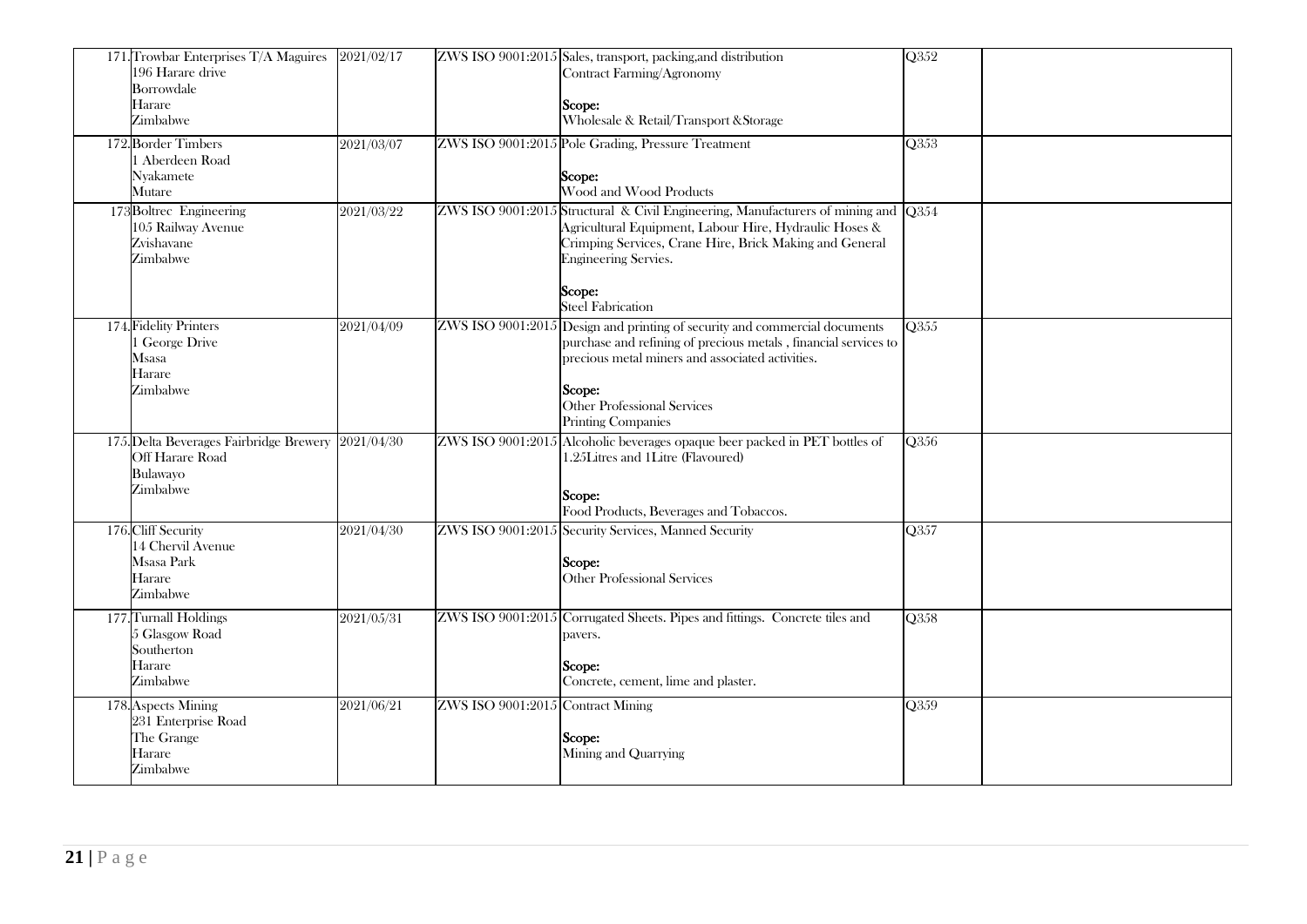| | | | | | |
|---|---|---|---|---|---|
| 171. Trowbar Enterprises T/A Maguires<br>196 Harare drive<br>Borrowdale<br>Harare<br>Zimbabwe | 2021/02/17 | ZWS ISO 9001:2015 | Sales, transport, packing,and distribution<br>Contract Farming/Agronomy<br><br>**Scope:**<br>Wholesale & Retail/Transport &Storage | Q352 | |
| 172. Border Timbers<br>1 Aberdeen Road<br>Nyakamete<br>Mutare | 2021/03/07 | ZWS ISO 9001:2015 | Pole Grading, Pressure Treatment<br><br>**Scope:**<br>Wood and Wood Products | Q353 | |
| 173 Boltrec Engineering<br>105 Railway Avenue<br>Zvishavane<br>Zimbabwe | 2021/03/22 | ZWS ISO 9001:2015 | Structural & Civil Engineering, Manufacturers of mining and Agricultural Equipment, Labour Hire, Hydraulic Hoses & Crimping Services, Crane Hire, Brick Making and General Engineering Servies.<br><br>**Scope:**<br>Steel Fabrication | Q354 | |
| 174. Fidelity Printers<br>1 George Drive<br>Msasa<br>Harare<br>Zimbabwe | 2021/04/09 | ZWS ISO 9001:2015 | Design and printing of security and commercial documents purchase and refining of precious metals , financial services to precious metal miners and associated activities.<br><br>**Scope:**<br>Other Professional Services<br>Printing Companies | Q355 | |
| 175. Delta Beverages Fairbridge Brewery<br>Off Harare Road<br>Bulawayo<br>Zimbabwe | 2021/04/30 | ZWS ISO 9001:2015 | Alcoholic beverages opaque beer packed in PET bottles of 1.25Litres and 1Litre (Flavoured)<br><br>**Scope:**<br>Food Products, Beverages and Tobaccos. | Q356 | |
| 176. Cliff Security<br>14 Chervil Avenue<br>Msasa Park<br>Harare<br>Zimbabwe | 2021/04/30 | ZWS ISO 9001:2015 | Security Services, Manned Security<br><br>**Scope:**<br>Other Professional Services | Q357 | |
| 177. Turnall Holdings<br>5 Glasgow Road<br>Southerton<br>Harare<br>Zimbabwe | 2021/05/31 | ZWS ISO 9001:2015 | Corrugated Sheets. Pipes and fittings. Concrete tiles and pavers.<br><br>**Scope:**<br>Concrete, cement, lime and plaster. | Q358 | |
| 178. Aspects Mining<br>231 Enterprise Road<br>The Grange<br>Harare<br>Zimbabwe | 2021/06/21 | ZWS ISO 9001:2015 | Contract Mining<br><br>**Scope:**<br>Mining and Quarrying | Q359 | |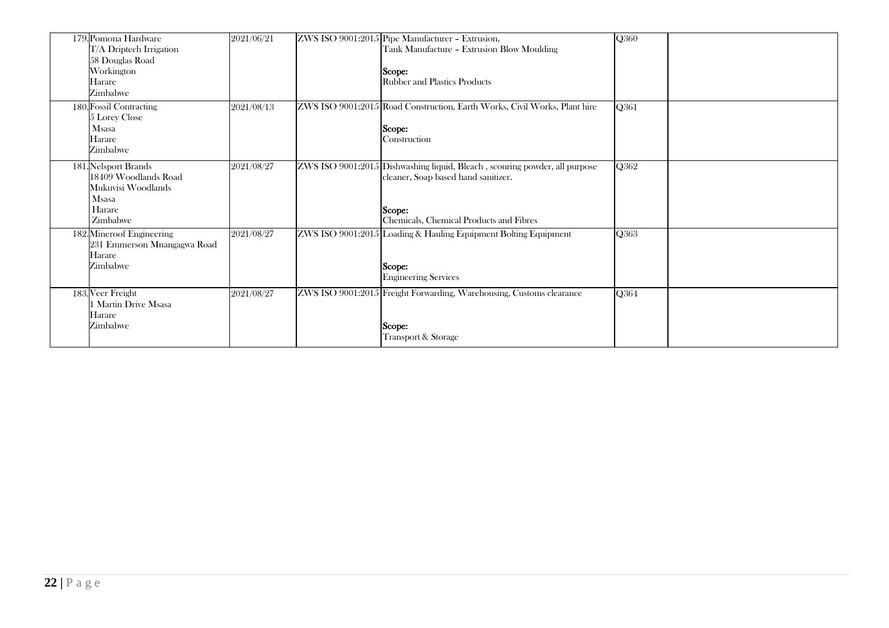| | | | | | |
|---|---|---|---|---|---|
| 179. Pomona Hardware<br>T/A Driptech Irrigation<br>58 Douglas Road<br>Workington<br>Harare<br>Zimbabwe | 2021/06/21 | ZWS ISO 9001:2015 | Pipe Manufacturer – Extrusion,<br>Tank Manufacture – Extrusion Blow Moulding<br><br>**Scope:**<br>Rubber and Plastics Products | Q360 | |
| 180. Fossil Contracting<br>5 Lorey Close<br>Msasa<br>Harare<br>Zimbabwe | 2021/08/13 | ZWS ISO 9001:2015 | Road Construction, Earth Works, Civil Works, Plant hire<br><br>**Scope:**<br>Construction | Q361 | |
| 181. Nelsport Brands<br>18409 Woodlands Road<br>Mukuvisi Woodlands<br>Msasa<br>Harare<br>Zimbabwe | 2021/08/27 | ZWS ISO 9001:2015 | Dishwashing liquid, Bleach , scouring powder, all purpose cleaner, Soap based hand sanitizer.<br><br>**Scope:**<br>Chemicals, Chemical Products and Fibres | Q362 | |
| 182. Mineroof Engineering<br>231 Emmerson Mnangagwa Road<br>Harare<br>Zimbabwe | 2021/08/27 | ZWS ISO 9001:2015 | Loading & Hauling Equipment Bolting Equipment<br><br>**Scope:**<br>Engineering Services | Q363 | |
| 183. Veer Freight<br>1 Martin Drive Msasa<br>Harare<br>Zimbabwe | 2021/08/27 | ZWS ISO 9001:2015 | Freight Forwarding, Warehousing, Customs clearance<br><br>**Scope:**<br>Transport & Storage | Q364 | |